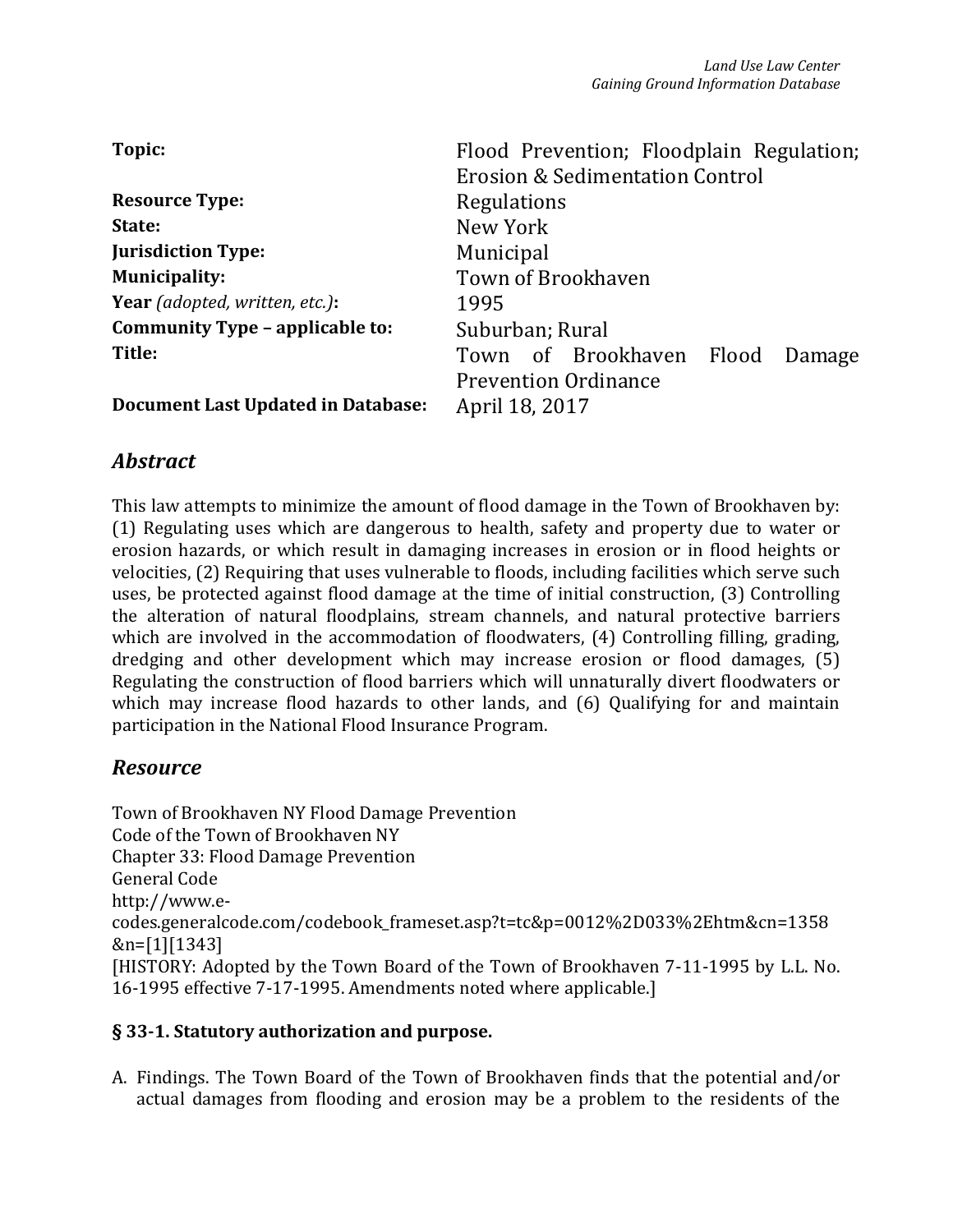Land Use Law Center
Gaining Ground Information Database

| | |
|---|---|
| **Topic:** | Flood Prevention; Floodplain Regulation; Erosion & Sedimentation Control |
| **Resource Type:** | Regulations |
| **State:** | New York |
| **Jurisdiction Type:** | Municipal |
| **Municipality:** | Town of Brookhaven |
| **Year** *(adopted, written, etc.)***:** | 1995 |
| **Community Type – applicable to:** | Suburban; Rural |
| **Title:** | Town of Brookhaven Flood Damage Prevention Ordinance |
| **Document Last Updated in Database:** | April 18, 2017 |

## *Abstract*

This law attempts to minimize the amount of flood damage in the Town of Brookhaven by: (1) Regulating uses which are dangerous to health, safety and property due to water or erosion hazards, or which result in damaging increases in erosion or in flood heights or velocities, (2) Requiring that uses vulnerable to floods, including facilities which serve such uses, be protected against flood damage at the time of initial construction, (3) Controlling the alteration of natural floodplains, stream channels, and natural protective barriers which are involved in the accommodation of floodwaters, (4) Controlling filling, grading, dredging and other development which may increase erosion or flood damages, (5) Regulating the construction of flood barriers which will unnaturally divert floodwaters or which may increase flood hazards to other lands, and (6) Qualifying for and maintain participation in the National Flood Insurance Program.

## *Resource*

Town of Brookhaven NY Flood Damage Prevention
Code of the Town of Brookhaven NY
Chapter 33: Flood Damage Prevention
General Code
http://www.e-codes.generalcode.com/codebook_frameset.asp?t=tc&p=0012%2D033%2Ehtm&cn=1358&n=[1][1343]
[HISTORY: Adopted by the Town Board of the Town of Brookhaven 7-11-1995 by L.L. No. 16-1995 effective 7-17-1995. Amendments noted where applicable.]

### § 33-1. Statutory authorization and purpose.

A. Findings. The Town Board of the Town of Brookhaven finds that the potential and/or actual damages from flooding and erosion may be a problem to the residents of the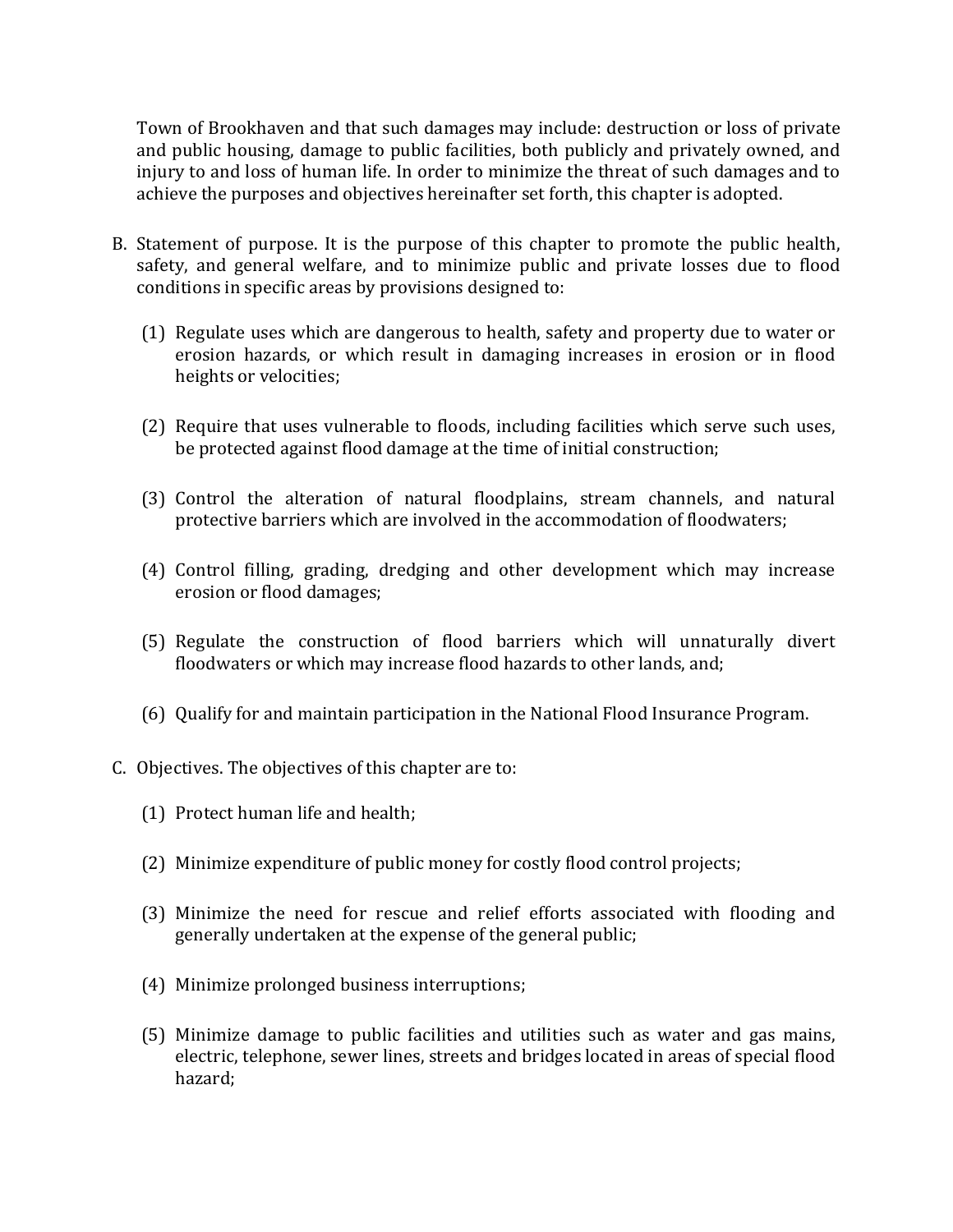Town of Brookhaven and that such damages may include: destruction or loss of private and public housing, damage to public facilities, both publicly and privately owned, and injury to and loss of human life. In order to minimize the threat of such damages and to achieve the purposes and objectives hereinafter set forth, this chapter is adopted.

B. Statement of purpose. It is the purpose of this chapter to promote the public health, safety, and general welfare, and to minimize public and private losses due to flood conditions in specific areas by provisions designed to:

   (1) Regulate uses which are dangerous to health, safety and property due to water or erosion hazards, or which result in damaging increases in erosion or in flood heights or velocities;

   (2) Require that uses vulnerable to floods, including facilities which serve such uses, be protected against flood damage at the time of initial construction;

   (3) Control the alteration of natural floodplains, stream channels, and natural protective barriers which are involved in the accommodation of floodwaters;

   (4) Control filling, grading, dredging and other development which may increase erosion or flood damages;

   (5) Regulate the construction of flood barriers which will unnaturally divert floodwaters or which may increase flood hazards to other lands, and;

   (6) Qualify for and maintain participation in the National Flood Insurance Program.

C. Objectives. The objectives of this chapter are to:

   (1) Protect human life and health;

   (2) Minimize expenditure of public money for costly flood control projects;

   (3) Minimize the need for rescue and relief efforts associated with flooding and generally undertaken at the expense of the general public;

   (4) Minimize prolonged business interruptions;

   (5) Minimize damage to public facilities and utilities such as water and gas mains, electric, telephone, sewer lines, streets and bridges located in areas of special flood hazard;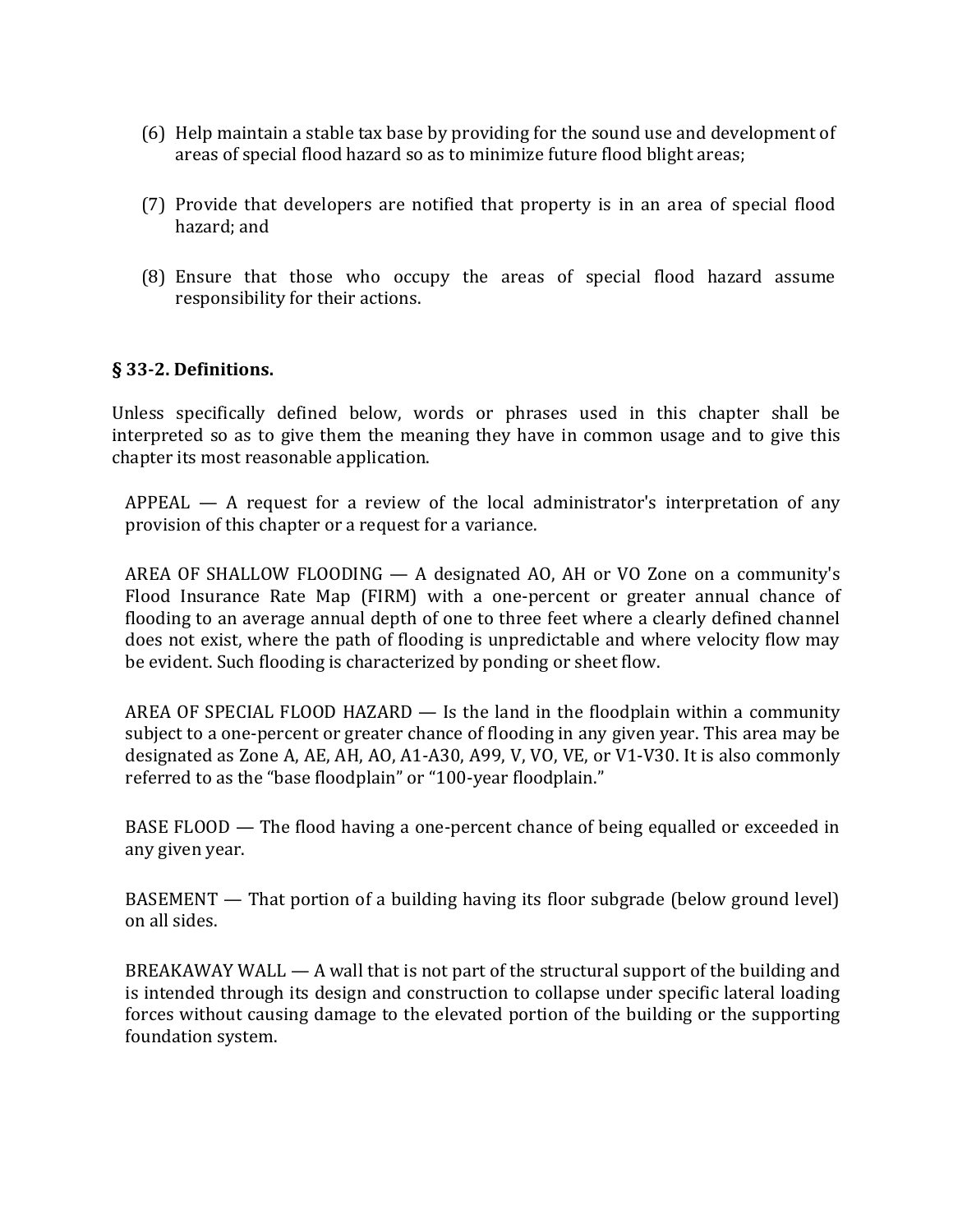(6) Help maintain a stable tax base by providing for the sound use and development of areas of special flood hazard so as to minimize future flood blight areas;

(7) Provide that developers are notified that property is in an area of special flood hazard; and

(8) Ensure that those who occupy the areas of special flood hazard assume responsibility for their actions.

## § 33-2. Definitions.

Unless specifically defined below, words or phrases used in this chapter shall be interpreted so as to give them the meaning they have in common usage and to give this chapter its most reasonable application.

APPEAL — A request for a review of the local administrator's interpretation of any provision of this chapter or a request for a variance.

AREA OF SHALLOW FLOODING — A designated AO, AH or VO Zone on a community's Flood Insurance Rate Map (FIRM) with a one-percent or greater annual chance of flooding to an average annual depth of one to three feet where a clearly defined channel does not exist, where the path of flooding is unpredictable and where velocity flow may be evident. Such flooding is characterized by ponding or sheet flow.

AREA OF SPECIAL FLOOD HAZARD — Is the land in the floodplain within a community subject to a one-percent or greater chance of flooding in any given year. This area may be designated as Zone A, AE, AH, AO, A1-A30, A99, V, VO, VE, or V1-V30. It is also commonly referred to as the "base floodplain" or "100-year floodplain."

BASE FLOOD — The flood having a one-percent chance of being equalled or exceeded in any given year.

BASEMENT — That portion of a building having its floor subgrade (below ground level) on all sides.

BREAKAWAY WALL — A wall that is not part of the structural support of the building and is intended through its design and construction to collapse under specific lateral loading forces without causing damage to the elevated portion of the building or the supporting foundation system.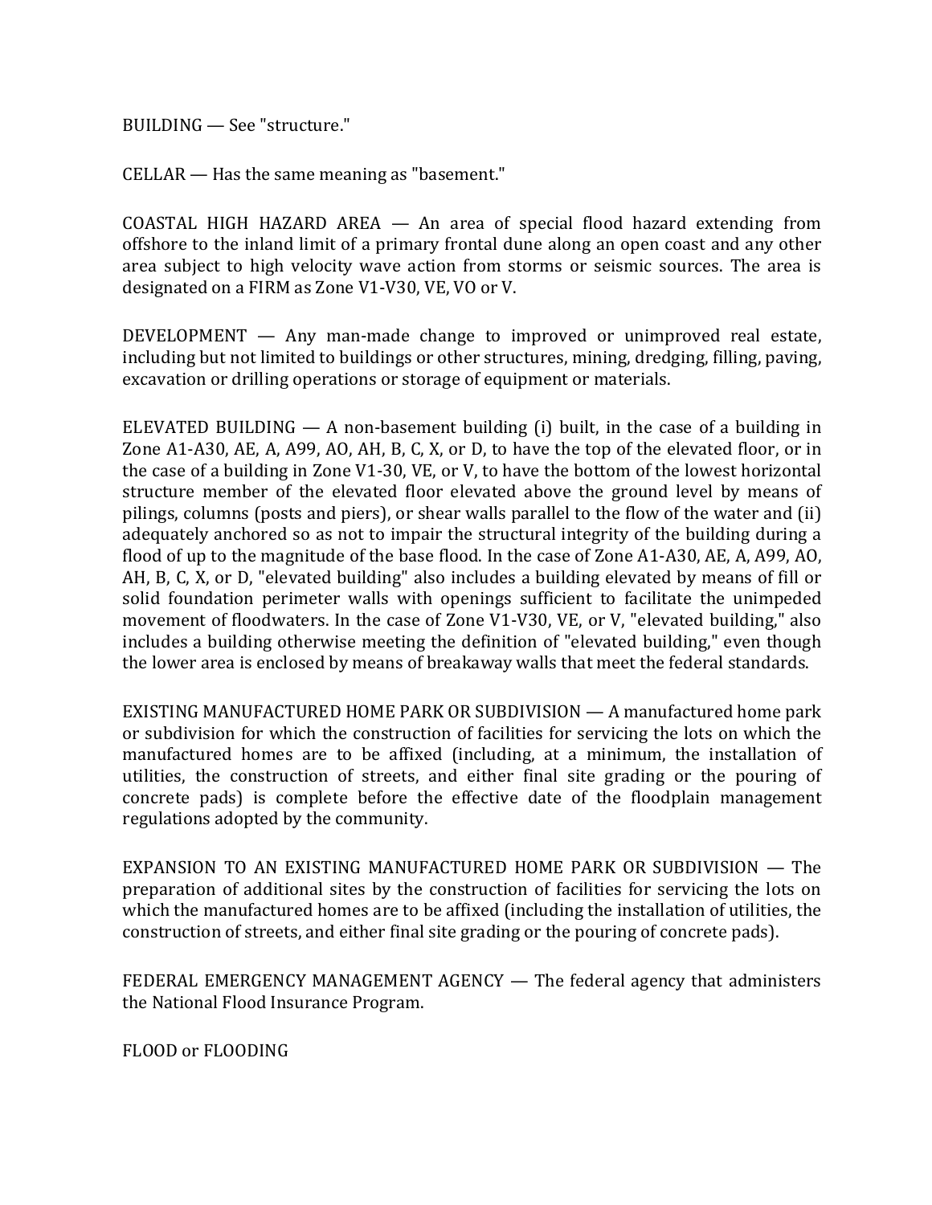BUILDING — See "structure."

CELLAR — Has the same meaning as "basement."

COASTAL HIGH HAZARD AREA — An area of special flood hazard extending from offshore to the inland limit of a primary frontal dune along an open coast and any other area subject to high velocity wave action from storms or seismic sources. The area is designated on a FIRM as Zone V1-V30, VE, VO or V.

DEVELOPMENT — Any man-made change to improved or unimproved real estate, including but not limited to buildings or other structures, mining, dredging, filling, paving, excavation or drilling operations or storage of equipment or materials.

ELEVATED BUILDING — A non-basement building (i) built, in the case of a building in Zone A1-A30, AE, A, A99, AO, AH, B, C, X, or D, to have the top of the elevated floor, or in the case of a building in Zone V1-30, VE, or V, to have the bottom of the lowest horizontal structure member of the elevated floor elevated above the ground level by means of pilings, columns (posts and piers), or shear walls parallel to the flow of the water and (ii) adequately anchored so as not to impair the structural integrity of the building during a flood of up to the magnitude of the base flood. In the case of Zone A1-A30, AE, A, A99, AO, AH, B, C, X, or D, "elevated building" also includes a building elevated by means of fill or solid foundation perimeter walls with openings sufficient to facilitate the unimpeded movement of floodwaters. In the case of Zone V1-V30, VE, or V, "elevated building," also includes a building otherwise meeting the definition of "elevated building," even though the lower area is enclosed by means of breakaway walls that meet the federal standards.

EXISTING MANUFACTURED HOME PARK OR SUBDIVISION — A manufactured home park or subdivision for which the construction of facilities for servicing the lots on which the manufactured homes are to be affixed (including, at a minimum, the installation of utilities, the construction of streets, and either final site grading or the pouring of concrete pads) is complete before the effective date of the floodplain management regulations adopted by the community.

EXPANSION TO AN EXISTING MANUFACTURED HOME PARK OR SUBDIVISION — The preparation of additional sites by the construction of facilities for servicing the lots on which the manufactured homes are to be affixed (including the installation of utilities, the construction of streets, and either final site grading or the pouring of concrete pads).

FEDERAL EMERGENCY MANAGEMENT AGENCY — The federal agency that administers the National Flood Insurance Program.

FLOOD or FLOODING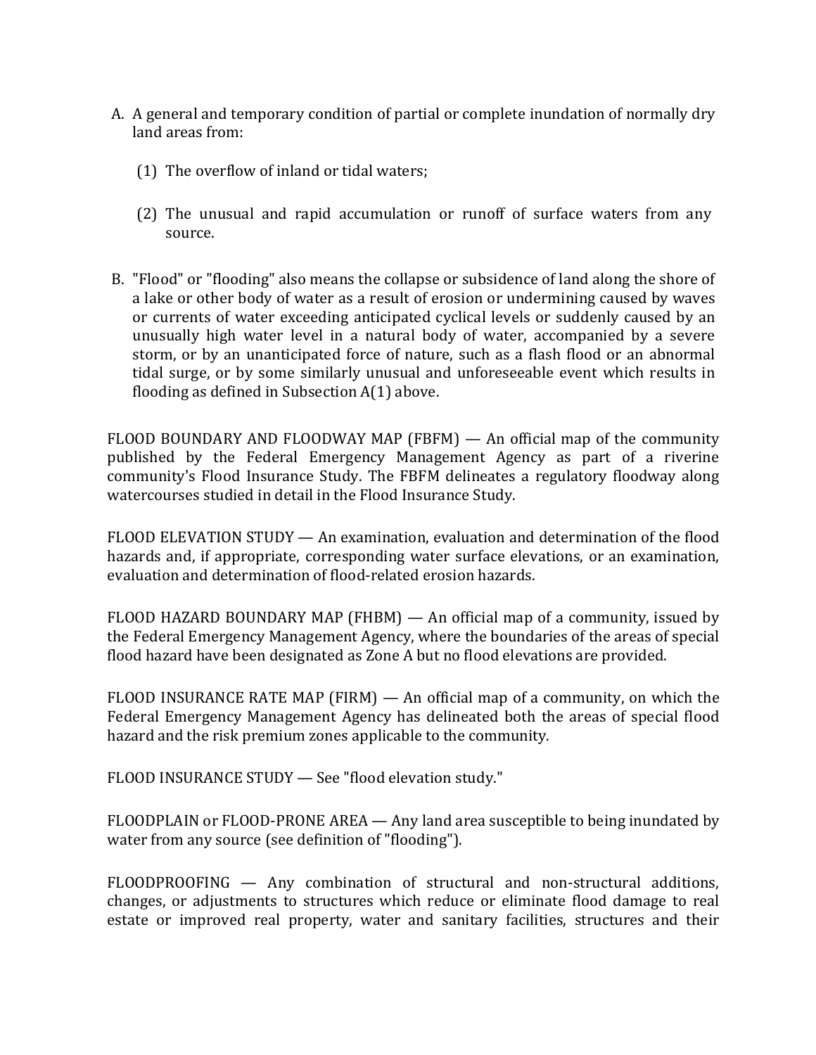A. A general and temporary condition of partial or complete inundation of normally dry land areas from:

   (1) The overflow of inland or tidal waters;

   (2) The unusual and rapid accumulation or runoff of surface waters from any source.

B. "Flood" or "flooding" also means the collapse or subsidence of land along the shore of a lake or other body of water as a result of erosion or undermining caused by waves or currents of water exceeding anticipated cyclical levels or suddenly caused by an unusually high water level in a natural body of water, accompanied by a severe storm, or by an unanticipated force of nature, such as a flash flood or an abnormal tidal surge, or by some similarly unusual and unforeseeable event which results in flooding as defined in Subsection A(1) above.

FLOOD BOUNDARY AND FLOODWAY MAP (FBFM) — An official map of the community published by the Federal Emergency Management Agency as part of a riverine community's Flood Insurance Study. The FBFM delineates a regulatory floodway along watercourses studied in detail in the Flood Insurance Study.

FLOOD ELEVATION STUDY — An examination, evaluation and determination of the flood hazards and, if appropriate, corresponding water surface elevations, or an examination, evaluation and determination of flood-related erosion hazards.

FLOOD HAZARD BOUNDARY MAP (FHBM) — An official map of a community, issued by the Federal Emergency Management Agency, where the boundaries of the areas of special flood hazard have been designated as Zone A but no flood elevations are provided.

FLOOD INSURANCE RATE MAP (FIRM) — An official map of a community, on which the Federal Emergency Management Agency has delineated both the areas of special flood hazard and the risk premium zones applicable to the community.

FLOOD INSURANCE STUDY — See "flood elevation study."

FLOODPLAIN or FLOOD-PRONE AREA — Any land area susceptible to being inundated by water from any source (see definition of "flooding").

FLOODPROOFING — Any combination of structural and non-structural additions, changes, or adjustments to structures which reduce or eliminate flood damage to real estate or improved real property, water and sanitary facilities, structures and their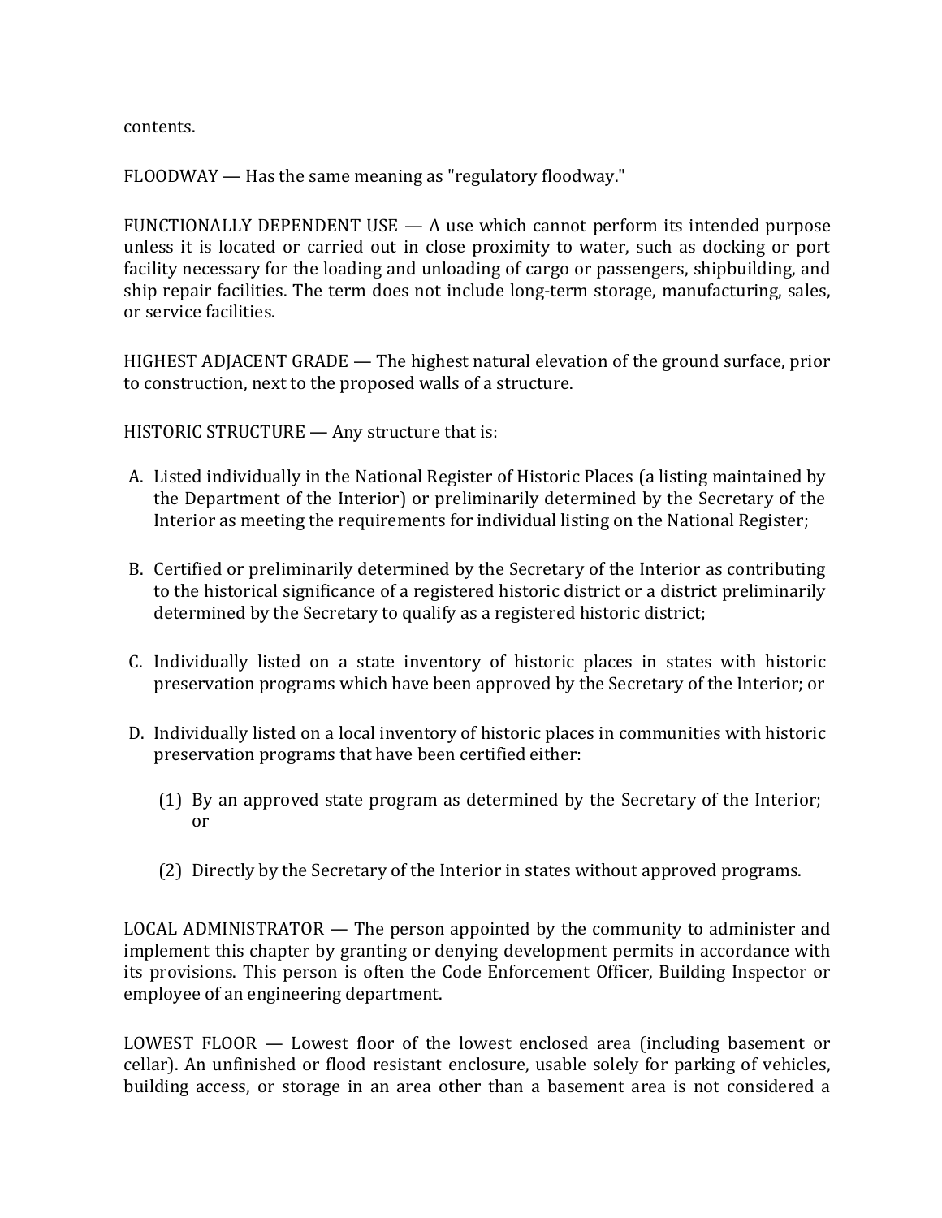contents.

FLOODWAY — Has the same meaning as "regulatory floodway."

FUNCTIONALLY DEPENDENT USE — A use which cannot perform its intended purpose unless it is located or carried out in close proximity to water, such as docking or port facility necessary for the loading and unloading of cargo or passengers, shipbuilding, and ship repair facilities. The term does not include long-term storage, manufacturing, sales, or service facilities.

HIGHEST ADJACENT GRADE — The highest natural elevation of the ground surface, prior to construction, next to the proposed walls of a structure.

HISTORIC STRUCTURE — Any structure that is:

A. Listed individually in the National Register of Historic Places (a listing maintained by the Department of the Interior) or preliminarily determined by the Secretary of the Interior as meeting the requirements for individual listing on the National Register;

B. Certified or preliminarily determined by the Secretary of the Interior as contributing to the historical significance of a registered historic district or a district preliminarily determined by the Secretary to qualify as a registered historic district;

C. Individually listed on a state inventory of historic places in states with historic preservation programs which have been approved by the Secretary of the Interior; or

D. Individually listed on a local inventory of historic places in communities with historic preservation programs that have been certified either:

   (1) By an approved state program as determined by the Secretary of the Interior; or

   (2) Directly by the Secretary of the Interior in states without approved programs.

LOCAL ADMINISTRATOR — The person appointed by the community to administer and implement this chapter by granting or denying development permits in accordance with its provisions. This person is often the Code Enforcement Officer, Building Inspector or employee of an engineering department.

LOWEST FLOOR — Lowest floor of the lowest enclosed area (including basement or cellar). An unfinished or flood resistant enclosure, usable solely for parking of vehicles, building access, or storage in an area other than a basement area is not considered a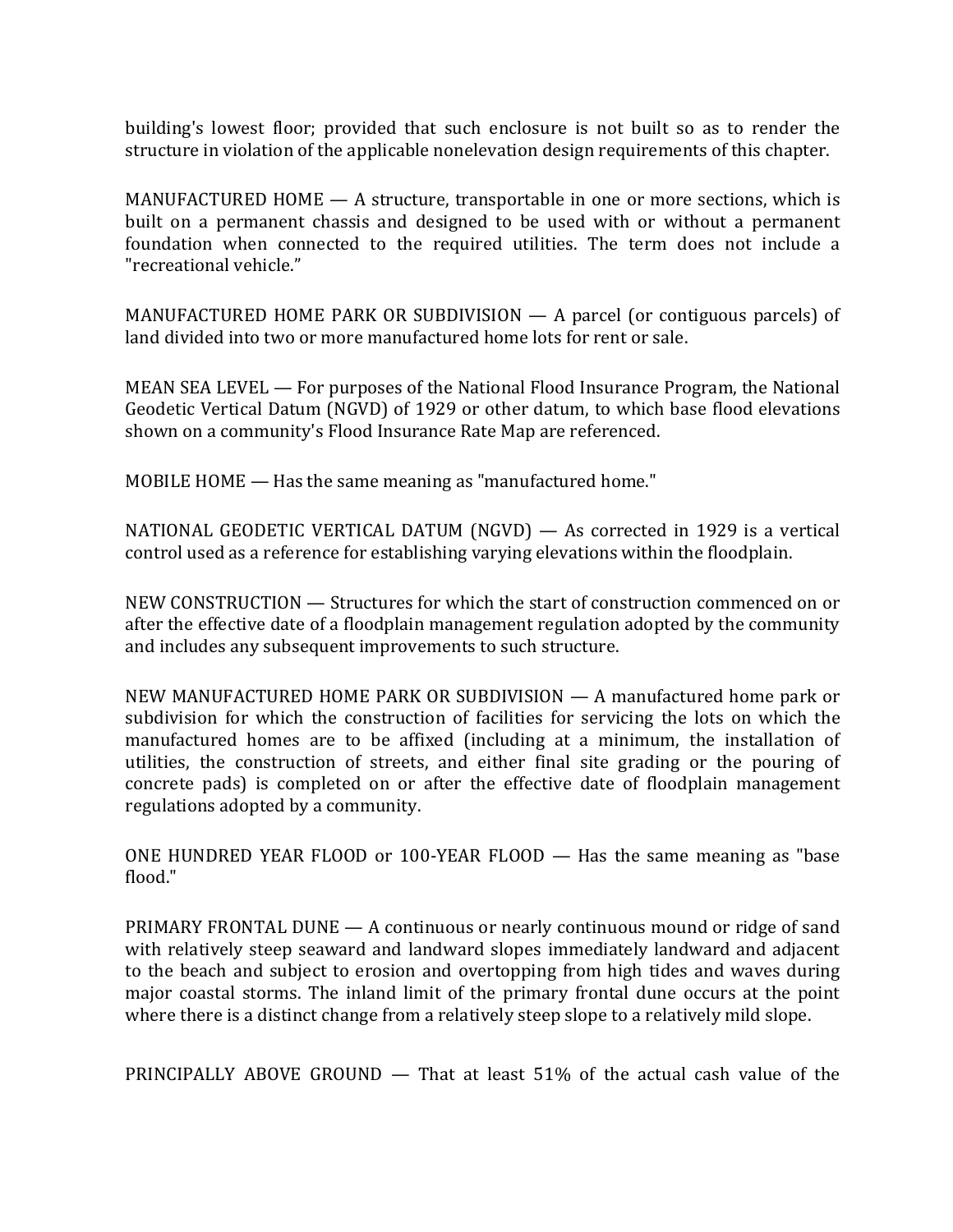building's lowest floor; provided that such enclosure is not built so as to render the structure in violation of the applicable nonelevation design requirements of this chapter.

MANUFACTURED HOME — A structure, transportable in one or more sections, which is built on a permanent chassis and designed to be used with or without a permanent foundation when connected to the required utilities. The term does not include a "recreational vehicle."

MANUFACTURED HOME PARK OR SUBDIVISION — A parcel (or contiguous parcels) of land divided into two or more manufactured home lots for rent or sale.

MEAN SEA LEVEL — For purposes of the National Flood Insurance Program, the National Geodetic Vertical Datum (NGVD) of 1929 or other datum, to which base flood elevations shown on a community's Flood Insurance Rate Map are referenced.

MOBILE HOME — Has the same meaning as "manufactured home."

NATIONAL GEODETIC VERTICAL DATUM (NGVD) — As corrected in 1929 is a vertical control used as a reference for establishing varying elevations within the floodplain.

NEW CONSTRUCTION — Structures for which the start of construction commenced on or after the effective date of a floodplain management regulation adopted by the community and includes any subsequent improvements to such structure.

NEW MANUFACTURED HOME PARK OR SUBDIVISION — A manufactured home park or subdivision for which the construction of facilities for servicing the lots on which the manufactured homes are to be affixed (including at a minimum, the installation of utilities, the construction of streets, and either final site grading or the pouring of concrete pads) is completed on or after the effective date of floodplain management regulations adopted by a community.

ONE HUNDRED YEAR FLOOD or 100-YEAR FLOOD — Has the same meaning as "base flood."

PRIMARY FRONTAL DUNE — A continuous or nearly continuous mound or ridge of sand with relatively steep seaward and landward slopes immediately landward and adjacent to the beach and subject to erosion and overtopping from high tides and waves during major coastal storms. The inland limit of the primary frontal dune occurs at the point where there is a distinct change from a relatively steep slope to a relatively mild slope.

PRINCIPALLY ABOVE GROUND — That at least 51% of the actual cash value of the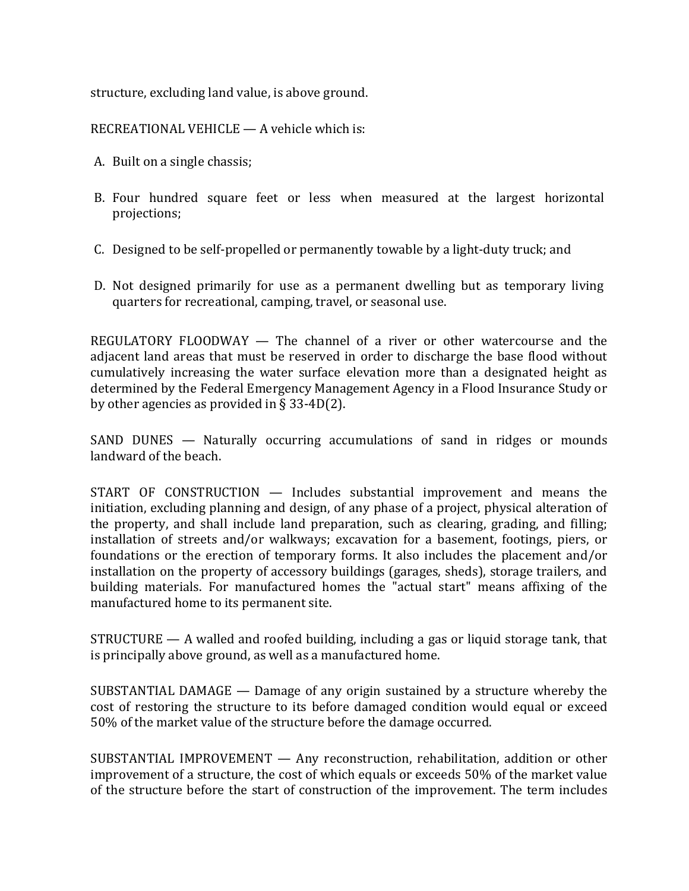structure, excluding land value, is above ground.

RECREATIONAL VEHICLE — A vehicle which is:

A. Built on a single chassis;

B. Four hundred square feet or less when measured at the largest horizontal projections;

C. Designed to be self-propelled or permanently towable by a light-duty truck; and

D. Not designed primarily for use as a permanent dwelling but as temporary living quarters for recreational, camping, travel, or seasonal use.

REGULATORY FLOODWAY — The channel of a river or other watercourse and the adjacent land areas that must be reserved in order to discharge the base flood without cumulatively increasing the water surface elevation more than a designated height as determined by the Federal Emergency Management Agency in a Flood Insurance Study or by other agencies as provided in § 33-4D(2).

SAND DUNES — Naturally occurring accumulations of sand in ridges or mounds landward of the beach.

START OF CONSTRUCTION — Includes substantial improvement and means the initiation, excluding planning and design, of any phase of a project, physical alteration of the property, and shall include land preparation, such as clearing, grading, and filling; installation of streets and/or walkways; excavation for a basement, footings, piers, or foundations or the erection of temporary forms. It also includes the placement and/or installation on the property of accessory buildings (garages, sheds), storage trailers, and building materials. For manufactured homes the "actual start" means affixing of the manufactured home to its permanent site.

STRUCTURE — A walled and roofed building, including a gas or liquid storage tank, that is principally above ground, as well as a manufactured home.

SUBSTANTIAL DAMAGE — Damage of any origin sustained by a structure whereby the cost of restoring the structure to its before damaged condition would equal or exceed 50% of the market value of the structure before the damage occurred.

SUBSTANTIAL IMPROVEMENT — Any reconstruction, rehabilitation, addition or other improvement of a structure, the cost of which equals or exceeds 50% of the market value of the structure before the start of construction of the improvement. The term includes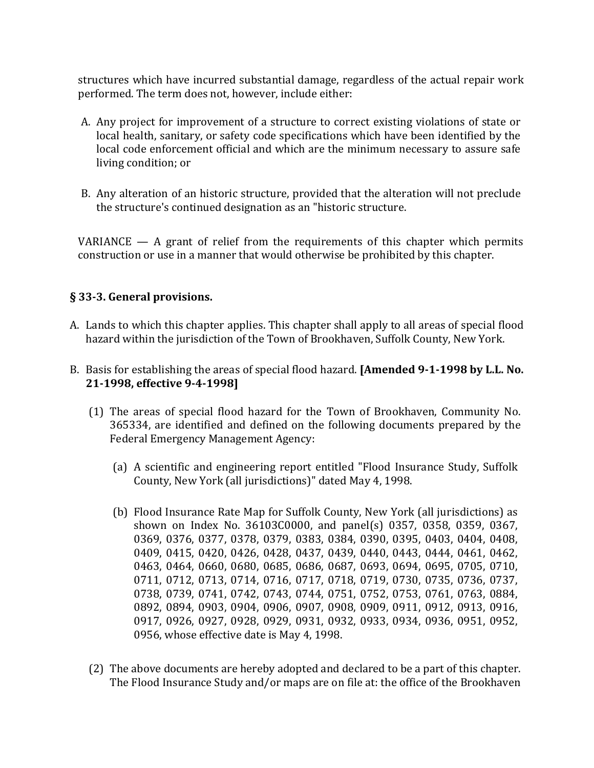structures which have incurred substantial damage, regardless of the actual repair work performed. The term does not, however, include either:

A. Any project for improvement of a structure to correct existing violations of state or local health, sanitary, or safety code specifications which have been identified by the local code enforcement official and which are the minimum necessary to assure safe living condition; or

B. Any alteration of an historic structure, provided that the alteration will not preclude the structure's continued designation as an "historic structure.

VARIANCE — A grant of relief from the requirements of this chapter which permits construction or use in a manner that would otherwise be prohibited by this chapter.

### § 33-3. General provisions.

A. Lands to which this chapter applies. This chapter shall apply to all areas of special flood hazard within the jurisdiction of the Town of Brookhaven, Suffolk County, New York.

B. Basis for establishing the areas of special flood hazard. **[Amended 9-1-1998 by L.L. No. 21-1998, effective 9-4-1998]**

   (1) The areas of special flood hazard for the Town of Brookhaven, Community No. 365334, are identified and defined on the following documents prepared by the Federal Emergency Management Agency:

      (a) A scientific and engineering report entitled "Flood Insurance Study, Suffolk County, New York (all jurisdictions)" dated May 4, 1998.

      (b) Flood Insurance Rate Map for Suffolk County, New York (all jurisdictions) as shown on Index No. 36103C0000, and panel(s) 0357, 0358, 0359, 0367, 0369, 0376, 0377, 0378, 0379, 0383, 0384, 0390, 0395, 0403, 0404, 0408, 0409, 0415, 0420, 0426, 0428, 0437, 0439, 0440, 0443, 0444, 0461, 0462, 0463, 0464, 0660, 0680, 0685, 0686, 0687, 0693, 0694, 0695, 0705, 0710, 0711, 0712, 0713, 0714, 0716, 0717, 0718, 0719, 0730, 0735, 0736, 0737, 0738, 0739, 0741, 0742, 0743, 0744, 0751, 0752, 0753, 0761, 0763, 0884, 0892, 0894, 0903, 0904, 0906, 0907, 0908, 0909, 0911, 0912, 0913, 0916, 0917, 0926, 0927, 0928, 0929, 0931, 0932, 0933, 0934, 0936, 0951, 0952, 0956, whose effective date is May 4, 1998.

   (2) The above documents are hereby adopted and declared to be a part of this chapter. The Flood Insurance Study and/or maps are on file at: the office of the Brookhaven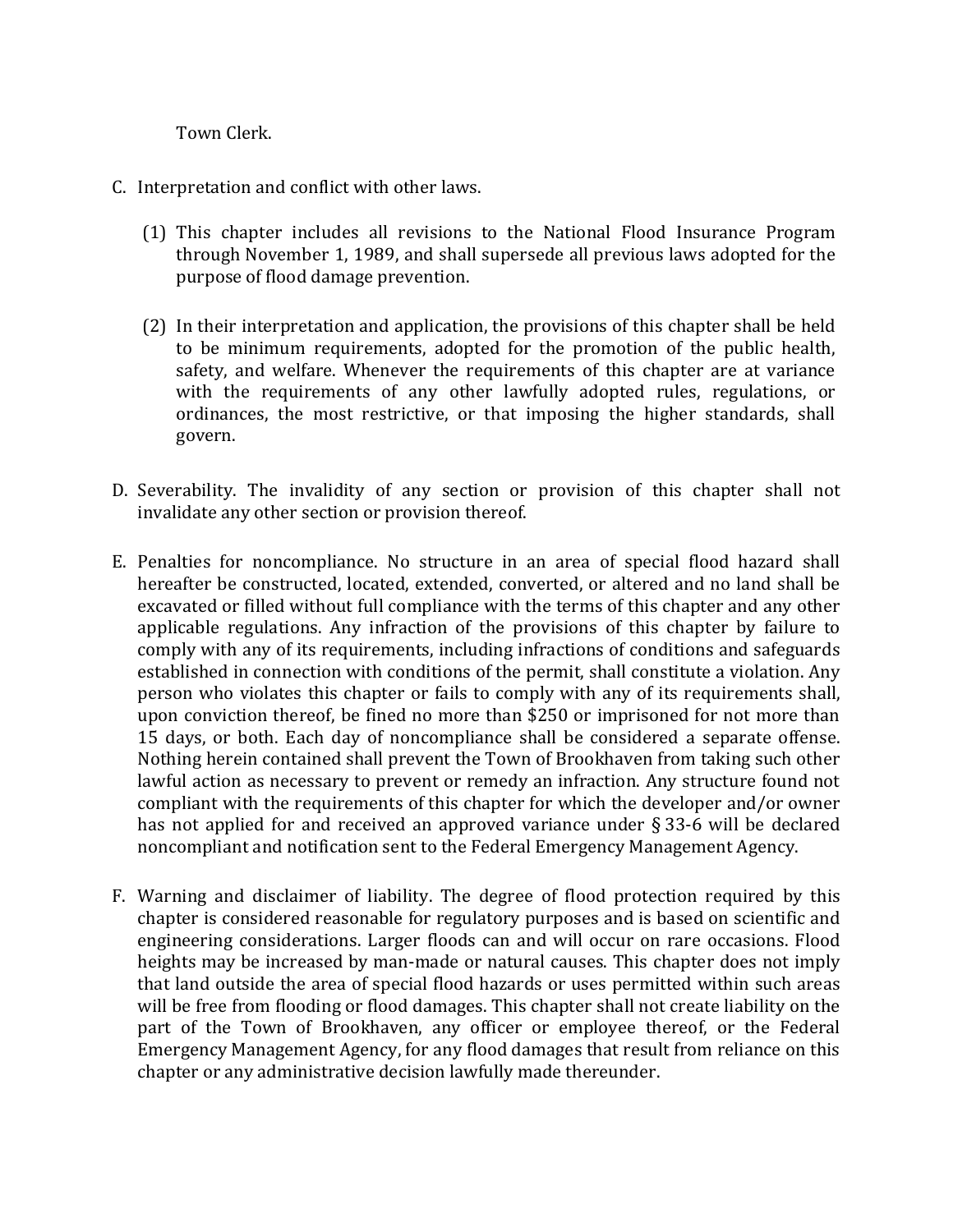Town Clerk.

C. Interpretation and conflict with other laws.

   (1) This chapter includes all revisions to the National Flood Insurance Program through November 1, 1989, and shall supersede all previous laws adopted for the purpose of flood damage prevention.

   (2) In their interpretation and application, the provisions of this chapter shall be held to be minimum requirements, adopted for the promotion of the public health, safety, and welfare. Whenever the requirements of this chapter are at variance with the requirements of any other lawfully adopted rules, regulations, or ordinances, the most restrictive, or that imposing the higher standards, shall govern.

D. Severability. The invalidity of any section or provision of this chapter shall not invalidate any other section or provision thereof.

E. Penalties for noncompliance. No structure in an area of special flood hazard shall hereafter be constructed, located, extended, converted, or altered and no land shall be excavated or filled without full compliance with the terms of this chapter and any other applicable regulations. Any infraction of the provisions of this chapter by failure to comply with any of its requirements, including infractions of conditions and safeguards established in connection with conditions of the permit, shall constitute a violation. Any person who violates this chapter or fails to comply with any of its requirements shall, upon conviction thereof, be fined no more than $250 or imprisoned for not more than 15 days, or both. Each day of noncompliance shall be considered a separate offense. Nothing herein contained shall prevent the Town of Brookhaven from taking such other lawful action as necessary to prevent or remedy an infraction. Any structure found not compliant with the requirements of this chapter for which the developer and/or owner has not applied for and received an approved variance under § 33-6 will be declared noncompliant and notification sent to the Federal Emergency Management Agency.

F. Warning and disclaimer of liability. The degree of flood protection required by this chapter is considered reasonable for regulatory purposes and is based on scientific and engineering considerations. Larger floods can and will occur on rare occasions. Flood heights may be increased by man-made or natural causes. This chapter does not imply that land outside the area of special flood hazards or uses permitted within such areas will be free from flooding or flood damages. This chapter shall not create liability on the part of the Town of Brookhaven, any officer or employee thereof, or the Federal Emergency Management Agency, for any flood damages that result from reliance on this chapter or any administrative decision lawfully made thereunder.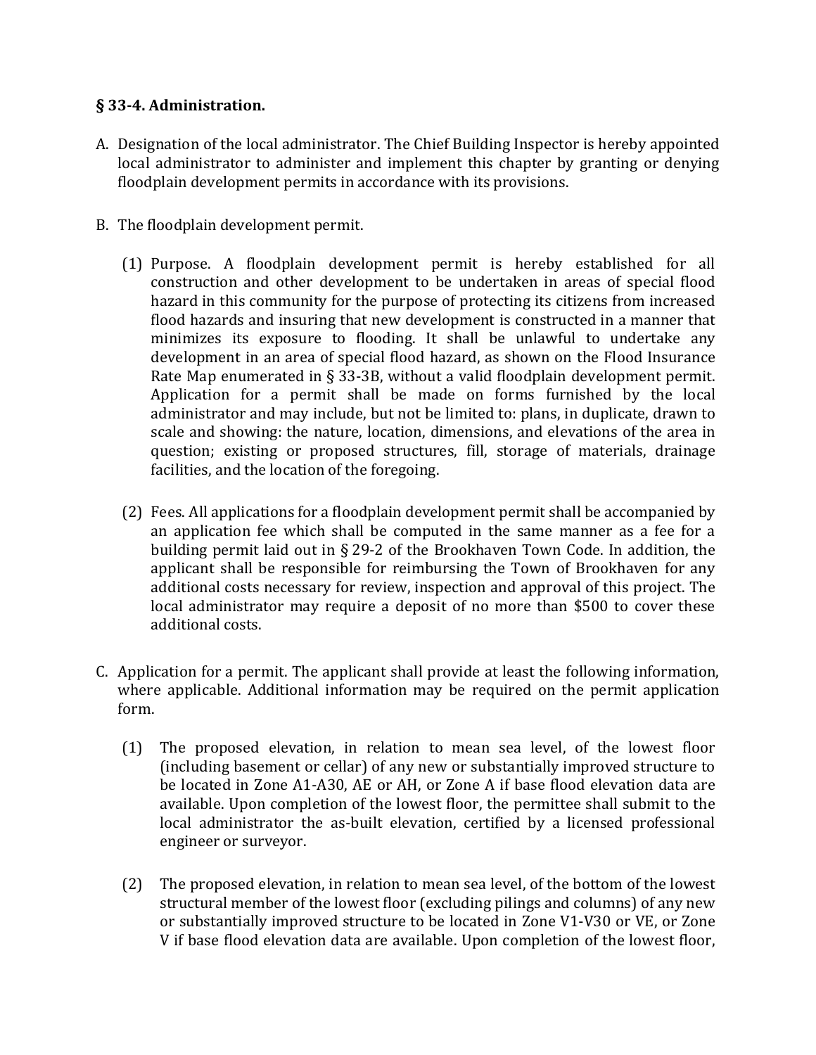### § 33-4. Administration.

A. Designation of the local administrator. The Chief Building Inspector is hereby appointed local administrator to administer and implement this chapter by granting or denying floodplain development permits in accordance with its provisions.

B. The floodplain development permit.

   (1) Purpose. A floodplain development permit is hereby established for all construction and other development to be undertaken in areas of special flood hazard in this community for the purpose of protecting its citizens from increased flood hazards and insuring that new development is constructed in a manner that minimizes its exposure to flooding. It shall be unlawful to undertake any development in an area of special flood hazard, as shown on the Flood Insurance Rate Map enumerated in § 33-3B, without a valid floodplain development permit. Application for a permit shall be made on forms furnished by the local administrator and may include, but not be limited to: plans, in duplicate, drawn to scale and showing: the nature, location, dimensions, and elevations of the area in question; existing or proposed structures, fill, storage of materials, drainage facilities, and the location of the foregoing.

   (2) Fees. All applications for a floodplain development permit shall be accompanied by an application fee which shall be computed in the same manner as a fee for a building permit laid out in § 29-2 of the Brookhaven Town Code. In addition, the applicant shall be responsible for reimbursing the Town of Brookhaven for any additional costs necessary for review, inspection and approval of this project. The local administrator may require a deposit of no more than $500 to cover these additional costs.

C. Application for a permit. The applicant shall provide at least the following information, where applicable. Additional information may be required on the permit application form.

   (1) The proposed elevation, in relation to mean sea level, of the lowest floor (including basement or cellar) of any new or substantially improved structure to be located in Zone A1-A30, AE or AH, or Zone A if base flood elevation data are available. Upon completion of the lowest floor, the permittee shall submit to the local administrator the as-built elevation, certified by a licensed professional engineer or surveyor.

   (2) The proposed elevation, in relation to mean sea level, of the bottom of the lowest structural member of the lowest floor (excluding pilings and columns) of any new or substantially improved structure to be located in Zone V1-V30 or VE, or Zone V if base flood elevation data are available. Upon completion of the lowest floor,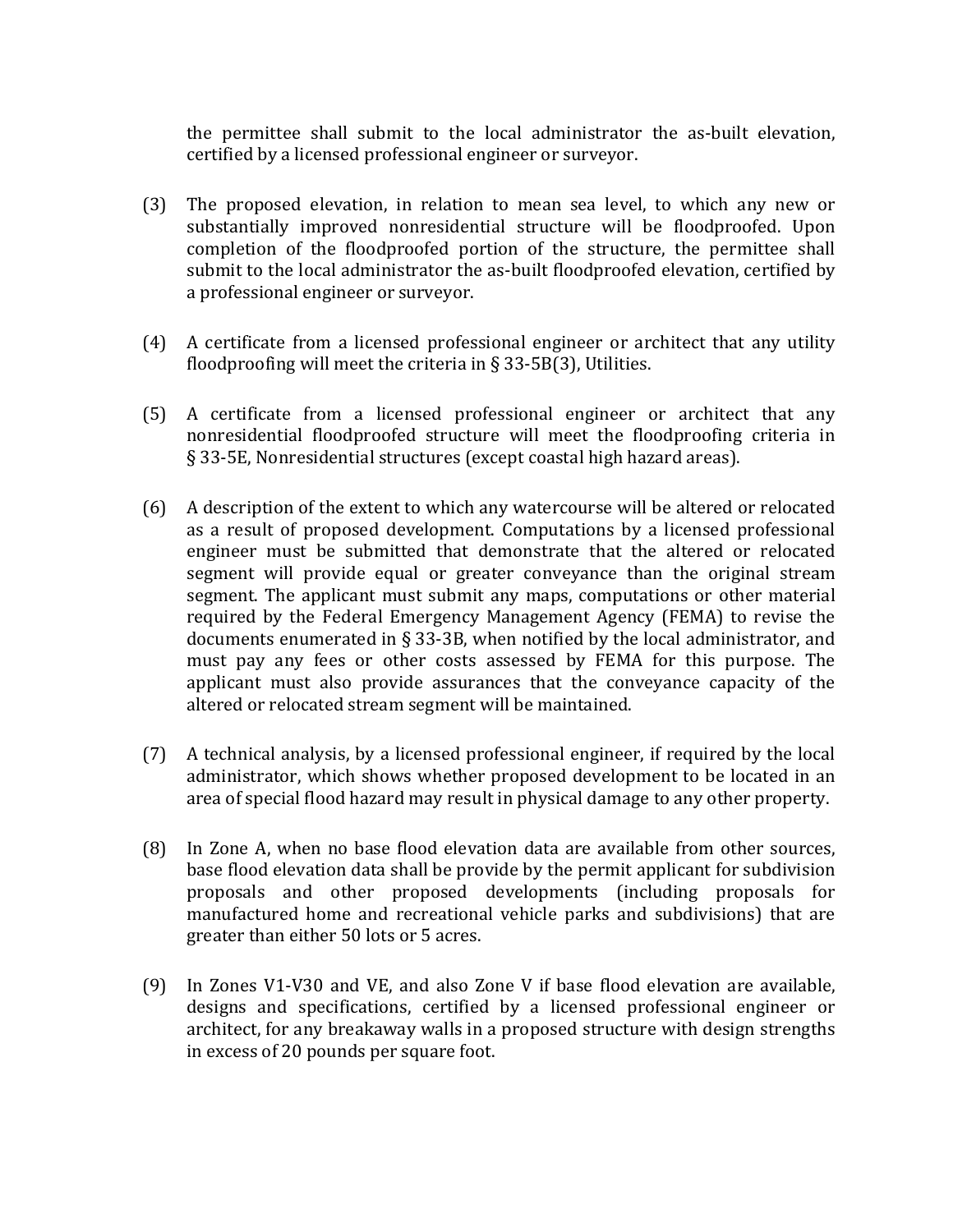the permittee shall submit to the local administrator the as-built elevation, certified by a licensed professional engineer or surveyor.

(3) The proposed elevation, in relation to mean sea level, to which any new or substantially improved nonresidential structure will be floodproofed. Upon completion of the floodproofed portion of the structure, the permittee shall submit to the local administrator the as-built floodproofed elevation, certified by a professional engineer or surveyor.

(4) A certificate from a licensed professional engineer or architect that any utility floodproofing will meet the criteria in § 33-5B(3), Utilities.

(5) A certificate from a licensed professional engineer or architect that any nonresidential floodproofed structure will meet the floodproofing criteria in § 33-5E, Nonresidential structures (except coastal high hazard areas).

(6) A description of the extent to which any watercourse will be altered or relocated as a result of proposed development. Computations by a licensed professional engineer must be submitted that demonstrate that the altered or relocated segment will provide equal or greater conveyance than the original stream segment. The applicant must submit any maps, computations or other material required by the Federal Emergency Management Agency (FEMA) to revise the documents enumerated in § 33-3B, when notified by the local administrator, and must pay any fees or other costs assessed by FEMA for this purpose. The applicant must also provide assurances that the conveyance capacity of the altered or relocated stream segment will be maintained.

(7) A technical analysis, by a licensed professional engineer, if required by the local administrator, which shows whether proposed development to be located in an area of special flood hazard may result in physical damage to any other property.

(8) In Zone A, when no base flood elevation data are available from other sources, base flood elevation data shall be provide by the permit applicant for subdivision proposals and other proposed developments (including proposals for manufactured home and recreational vehicle parks and subdivisions) that are greater than either 50 lots or 5 acres.

(9) In Zones V1-V30 and VE, and also Zone V if base flood elevation are available, designs and specifications, certified by a licensed professional engineer or architect, for any breakaway walls in a proposed structure with design strengths in excess of 20 pounds per square foot.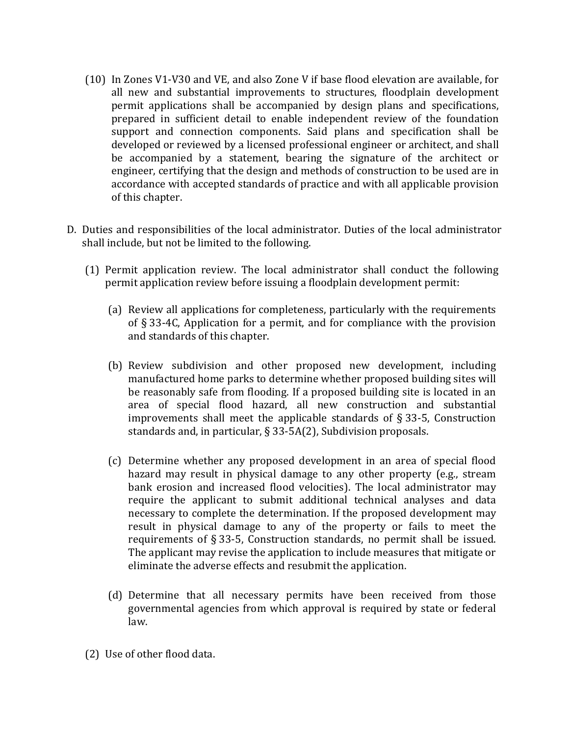(10) In Zones V1-V30 and VE, and also Zone V if base flood elevation are available, for all new and substantial improvements to structures, floodplain development permit applications shall be accompanied by design plans and specifications, prepared in sufficient detail to enable independent review of the foundation support and connection components. Said plans and specification shall be developed or reviewed by a licensed professional engineer or architect, and shall be accompanied by a statement, bearing the signature of the architect or engineer, certifying that the design and methods of construction to be used are in accordance with accepted standards of practice and with all applicable provision of this chapter.

D. Duties and responsibilities of the local administrator. Duties of the local administrator shall include, but not be limited to the following.

(1) Permit application review. The local administrator shall conduct the following permit application review before issuing a floodplain development permit:

(a) Review all applications for completeness, particularly with the requirements of § 33-4C, Application for a permit, and for compliance with the provision and standards of this chapter.

(b) Review subdivision and other proposed new development, including manufactured home parks to determine whether proposed building sites will be reasonably safe from flooding. If a proposed building site is located in an area of special flood hazard, all new construction and substantial improvements shall meet the applicable standards of § 33-5, Construction standards and, in particular, § 33-5A(2), Subdivision proposals.

(c) Determine whether any proposed development in an area of special flood hazard may result in physical damage to any other property (e.g., stream bank erosion and increased flood velocities). The local administrator may require the applicant to submit additional technical analyses and data necessary to complete the determination. If the proposed development may result in physical damage to any of the property or fails to meet the requirements of § 33-5, Construction standards, no permit shall be issued. The applicant may revise the application to include measures that mitigate or eliminate the adverse effects and resubmit the application.

(d) Determine that all necessary permits have been received from those governmental agencies from which approval is required by state or federal law.

(2) Use of other flood data.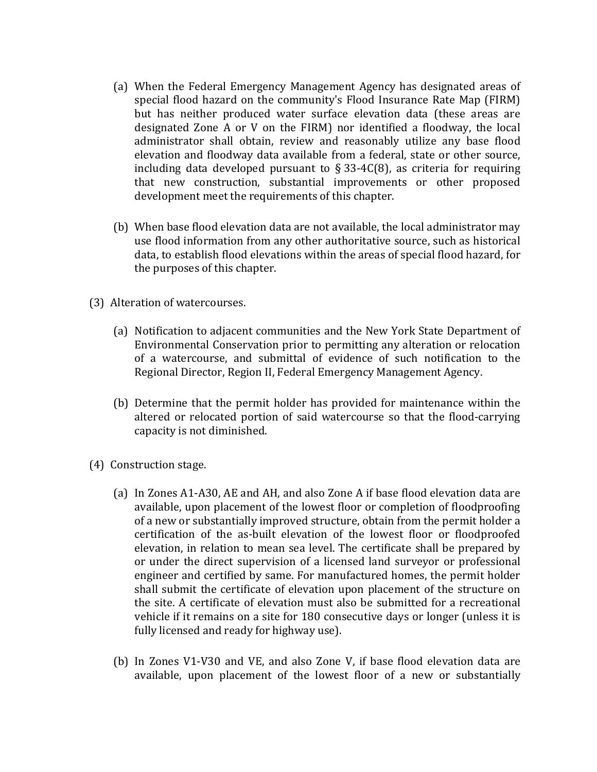(a) When the Federal Emergency Management Agency has designated areas of special flood hazard on the community's Flood Insurance Rate Map (FIRM) but has neither produced water surface elevation data (these areas are designated Zone A or V on the FIRM) nor identified a floodway, the local administrator shall obtain, review and reasonably utilize any base flood elevation and floodway data available from a federal, state or other source, including data developed pursuant to § 33-4C(8), as criteria for requiring that new construction, substantial improvements or other proposed development meet the requirements of this chapter.

(b) When base flood elevation data are not available, the local administrator may use flood information from any other authoritative source, such as historical data, to establish flood elevations within the areas of special flood hazard, for the purposes of this chapter.

(3) Alteration of watercourses.

(a) Notification to adjacent communities and the New York State Department of Environmental Conservation prior to permitting any alteration or relocation of a watercourse, and submittal of evidence of such notification to the Regional Director, Region II, Federal Emergency Management Agency.

(b) Determine that the permit holder has provided for maintenance within the altered or relocated portion of said watercourse so that the flood-carrying capacity is not diminished.

(4) Construction stage.

(a) In Zones A1-A30, AE and AH, and also Zone A if base flood elevation data are available, upon placement of the lowest floor or completion of floodproofing of a new or substantially improved structure, obtain from the permit holder a certification of the as-built elevation of the lowest floor or floodproofed elevation, in relation to mean sea level. The certificate shall be prepared by or under the direct supervision of a licensed land surveyor or professional engineer and certified by same. For manufactured homes, the permit holder shall submit the certificate of elevation upon placement of the structure on the site. A certificate of elevation must also be submitted for a recreational vehicle if it remains on a site for 180 consecutive days or longer (unless it is fully licensed and ready for highway use).

(b) In Zones V1-V30 and VE, and also Zone V, if base flood elevation data are available, upon placement of the lowest floor of a new or substantially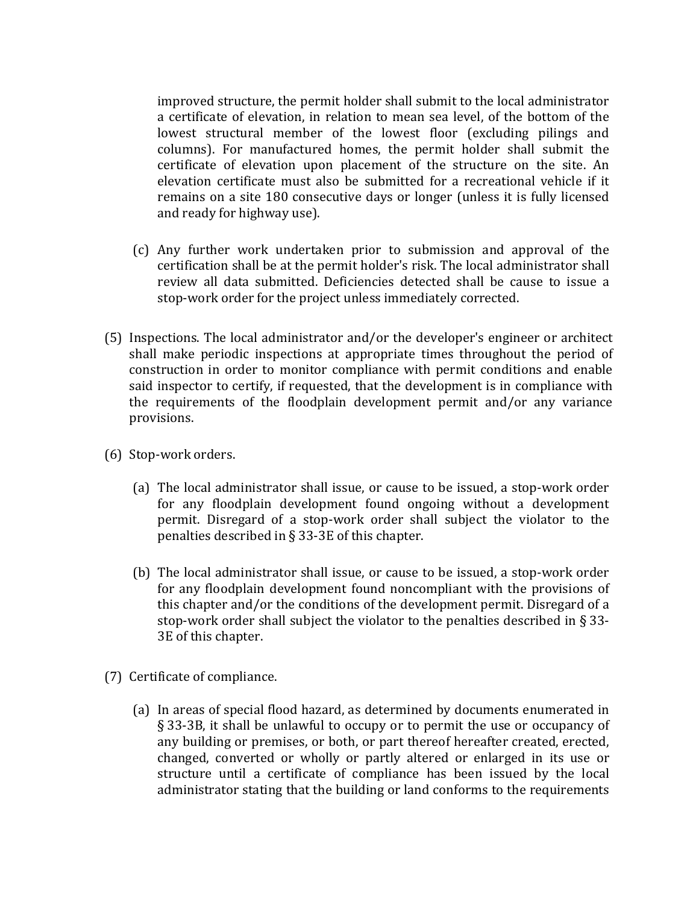improved structure, the permit holder shall submit to the local administrator a certificate of elevation, in relation to mean sea level, of the bottom of the lowest structural member of the lowest floor (excluding pilings and columns). For manufactured homes, the permit holder shall submit the certificate of elevation upon placement of the structure on the site. An elevation certificate must also be submitted for a recreational vehicle if it remains on a site 180 consecutive days or longer (unless it is fully licensed and ready for highway use).

(c) Any further work undertaken prior to submission and approval of the certification shall be at the permit holder's risk. The local administrator shall review all data submitted. Deficiencies detected shall be cause to issue a stop-work order for the project unless immediately corrected.

(5) Inspections. The local administrator and/or the developer's engineer or architect shall make periodic inspections at appropriate times throughout the period of construction in order to monitor compliance with permit conditions and enable said inspector to certify, if requested, that the development is in compliance with the requirements of the floodplain development permit and/or any variance provisions.

(6) Stop-work orders.

(a) The local administrator shall issue, or cause to be issued, a stop-work order for any floodplain development found ongoing without a development permit. Disregard of a stop-work order shall subject the violator to the penalties described in § 33-3E of this chapter.

(b) The local administrator shall issue, or cause to be issued, a stop-work order for any floodplain development found noncompliant with the provisions of this chapter and/or the conditions of the development permit. Disregard of a stop-work order shall subject the violator to the penalties described in § 33-3E of this chapter.

(7) Certificate of compliance.

(a) In areas of special flood hazard, as determined by documents enumerated in § 33-3B, it shall be unlawful to occupy or to permit the use or occupancy of any building or premises, or both, or part thereof hereafter created, erected, changed, converted or wholly or partly altered or enlarged in its use or structure until a certificate of compliance has been issued by the local administrator stating that the building or land conforms to the requirements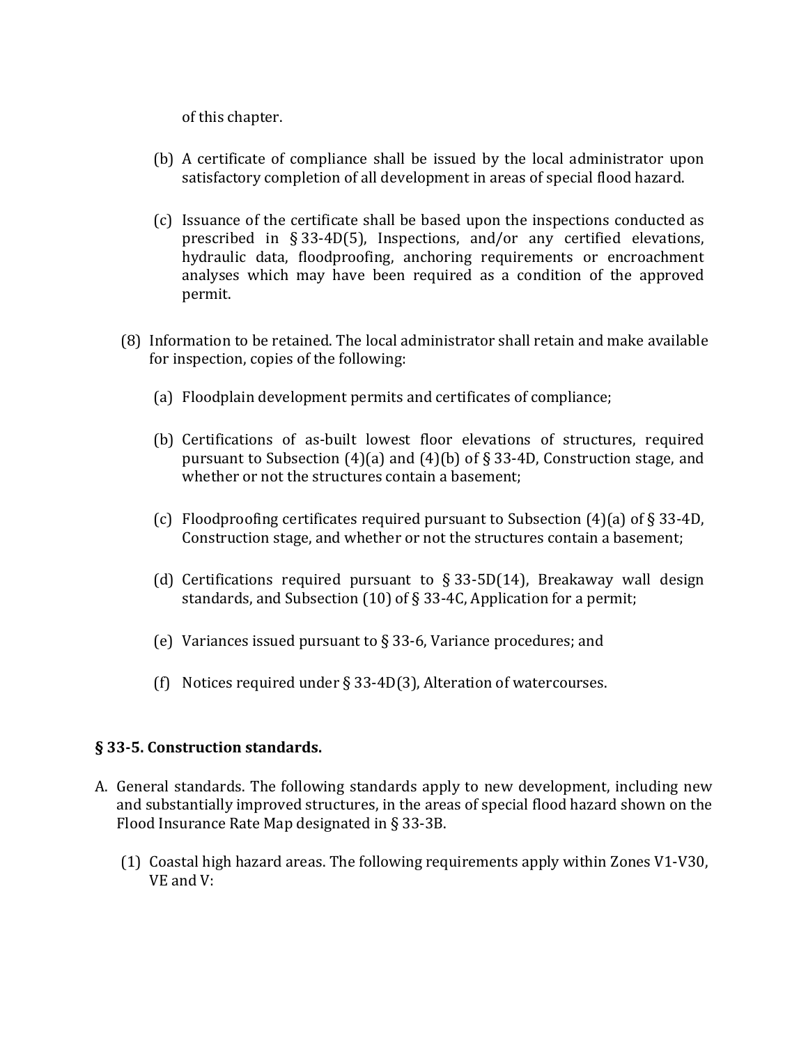of this chapter.

(b) A certificate of compliance shall be issued by the local administrator upon satisfactory completion of all development in areas of special flood hazard.

(c) Issuance of the certificate shall be based upon the inspections conducted as prescribed in § 33-4D(5), Inspections, and/or any certified elevations, hydraulic data, floodproofing, anchoring requirements or encroachment analyses which may have been required as a condition of the approved permit.

(8) Information to be retained. The local administrator shall retain and make available for inspection, copies of the following:

(a) Floodplain development permits and certificates of compliance;

(b) Certifications of as-built lowest floor elevations of structures, required pursuant to Subsection (4)(a) and (4)(b) of § 33-4D, Construction stage, and whether or not the structures contain a basement;

(c) Floodproofing certificates required pursuant to Subsection (4)(a) of § 33-4D, Construction stage, and whether or not the structures contain a basement;

(d) Certifications required pursuant to § 33-5D(14), Breakaway wall design standards, and Subsection (10) of § 33-4C, Application for a permit;

(e) Variances issued pursuant to § 33-6, Variance procedures; and

(f) Notices required under § 33-4D(3), Alteration of watercourses.

## § 33-5. Construction standards.

A. General standards. The following standards apply to new development, including new and substantially improved structures, in the areas of special flood hazard shown on the Flood Insurance Rate Map designated in § 33-3B.

(1) Coastal high hazard areas. The following requirements apply within Zones V1-V30, VE and V: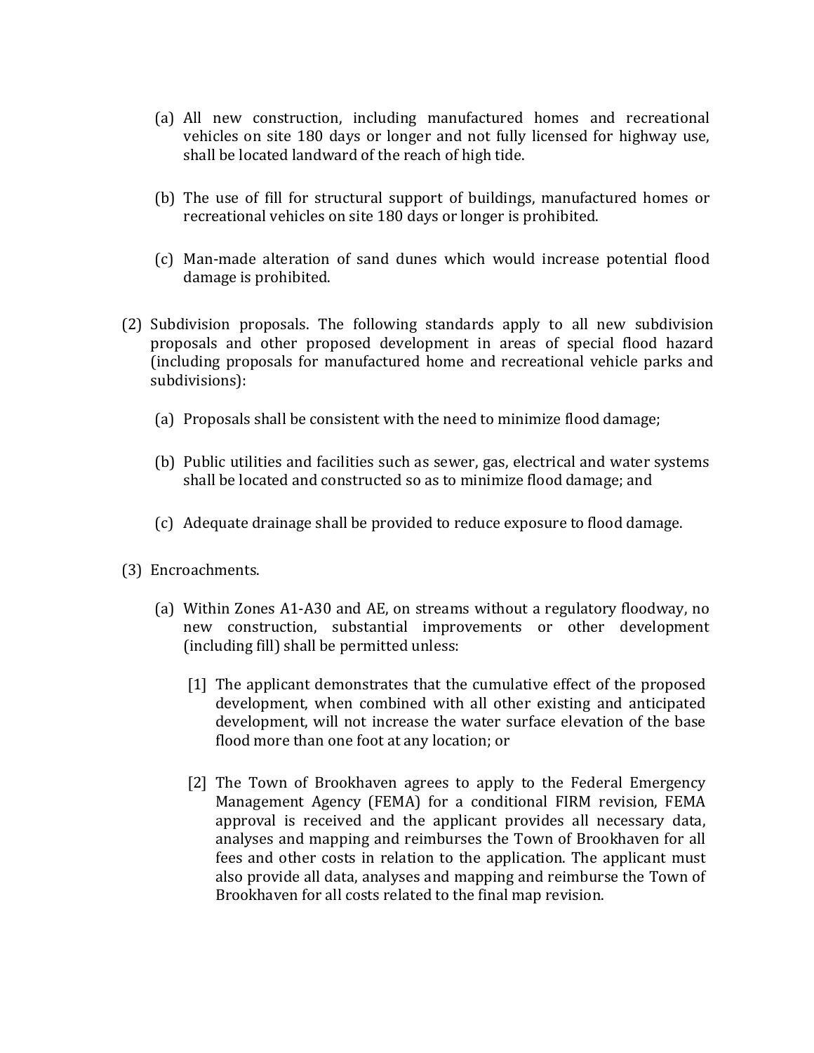(a) All new construction, including manufactured homes and recreational vehicles on site 180 days or longer and not fully licensed for highway use, shall be located landward of the reach of high tide.

(b) The use of fill for structural support of buildings, manufactured homes or recreational vehicles on site 180 days or longer is prohibited.

(c) Man-made alteration of sand dunes which would increase potential flood damage is prohibited.

(2) Subdivision proposals. The following standards apply to all new subdivision proposals and other proposed development in areas of special flood hazard (including proposals for manufactured home and recreational vehicle parks and subdivisions):

(a) Proposals shall be consistent with the need to minimize flood damage;

(b) Public utilities and facilities such as sewer, gas, electrical and water systems shall be located and constructed so as to minimize flood damage; and

(c) Adequate drainage shall be provided to reduce exposure to flood damage.

(3) Encroachments.

(a) Within Zones A1-A30 and AE, on streams without a regulatory floodway, no new construction, substantial improvements or other development (including fill) shall be permitted unless:

[1] The applicant demonstrates that the cumulative effect of the proposed development, when combined with all other existing and anticipated development, will not increase the water surface elevation of the base flood more than one foot at any location; or

[2] The Town of Brookhaven agrees to apply to the Federal Emergency Management Agency (FEMA) for a conditional FIRM revision, FEMA approval is received and the applicant provides all necessary data, analyses and mapping and reimburses the Town of Brookhaven for all fees and other costs in relation to the application. The applicant must also provide all data, analyses and mapping and reimburse the Town of Brookhaven for all costs related to the final map revision.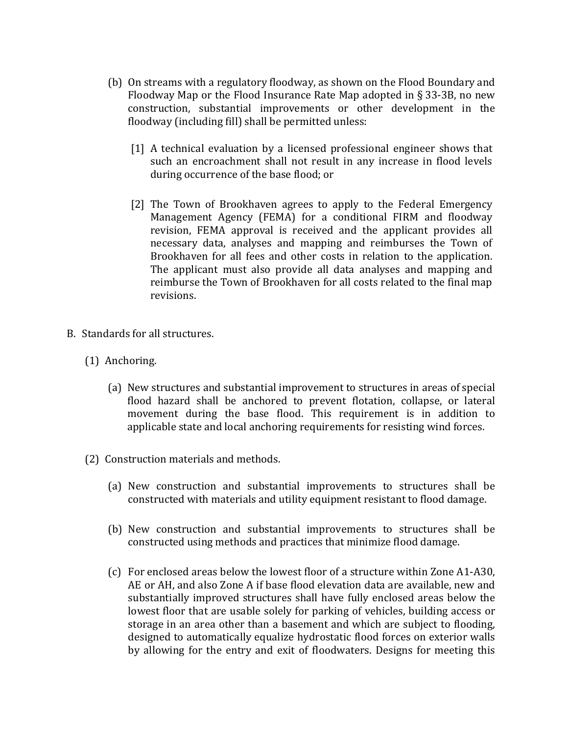(b) On streams with a regulatory floodway, as shown on the Flood Boundary and Floodway Map or the Flood Insurance Rate Map adopted in § 33-3B, no new construction, substantial improvements or other development in the floodway (including fill) shall be permitted unless:

[1] A technical evaluation by a licensed professional engineer shows that such an encroachment shall not result in any increase in flood levels during occurrence of the base flood; or

[2] The Town of Brookhaven agrees to apply to the Federal Emergency Management Agency (FEMA) for a conditional FIRM and floodway revision, FEMA approval is received and the applicant provides all necessary data, analyses and mapping and reimburses the Town of Brookhaven for all fees and other costs in relation to the application. The applicant must also provide all data analyses and mapping and reimburse the Town of Brookhaven for all costs related to the final map revisions.

B. Standards for all structures.

(1) Anchoring.

(a) New structures and substantial improvement to structures in areas of special flood hazard shall be anchored to prevent flotation, collapse, or lateral movement during the base flood. This requirement is in addition to applicable state and local anchoring requirements for resisting wind forces.

(2) Construction materials and methods.

(a) New construction and substantial improvements to structures shall be constructed with materials and utility equipment resistant to flood damage.

(b) New construction and substantial improvements to structures shall be constructed using methods and practices that minimize flood damage.

(c) For enclosed areas below the lowest floor of a structure within Zone A1-A30, AE or AH, and also Zone A if base flood elevation data are available, new and substantially improved structures shall have fully enclosed areas below the lowest floor that are usable solely for parking of vehicles, building access or storage in an area other than a basement and which are subject to flooding, designed to automatically equalize hydrostatic flood forces on exterior walls by allowing for the entry and exit of floodwaters. Designs for meeting this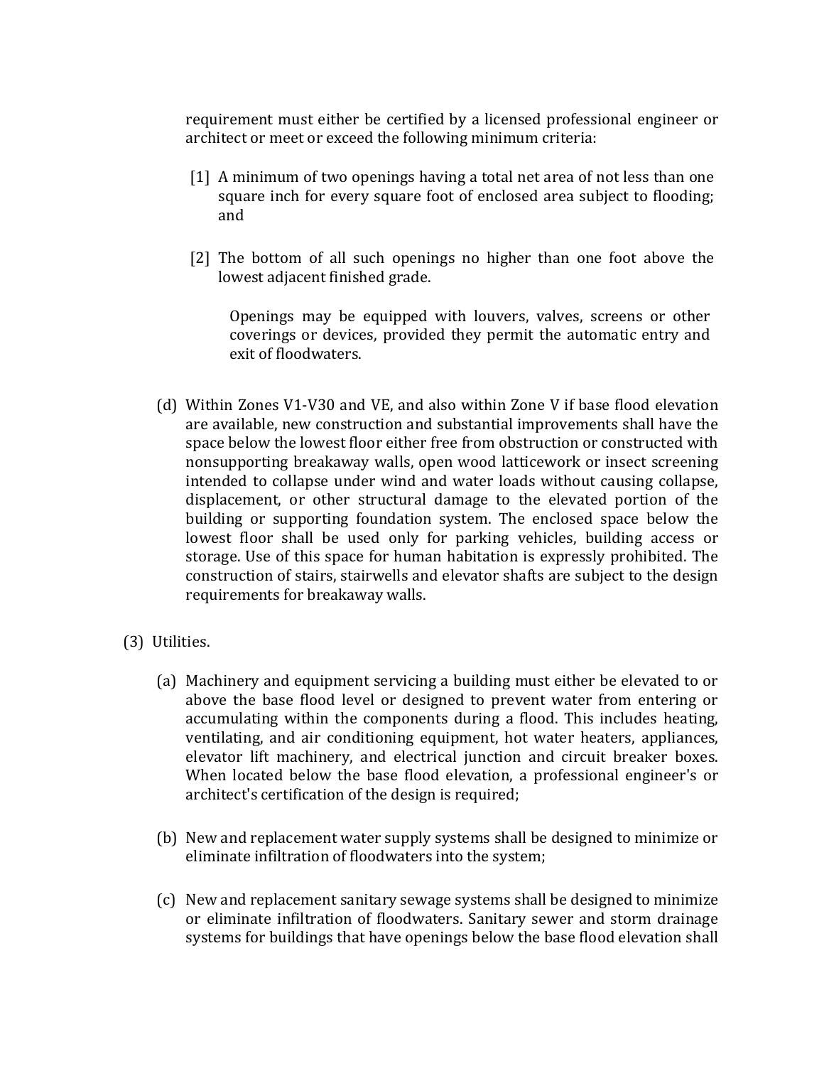requirement must either be certified by a licensed professional engineer or architect or meet or exceed the following minimum criteria:

[1] A minimum of two openings having a total net area of not less than one square inch for every square foot of enclosed area subject to flooding; and

[2] The bottom of all such openings no higher than one foot above the lowest adjacent finished grade.

Openings may be equipped with louvers, valves, screens or other coverings or devices, provided they permit the automatic entry and exit of floodwaters.

(d) Within Zones V1-V30 and VE, and also within Zone V if base flood elevation are available, new construction and substantial improvements shall have the space below the lowest floor either free from obstruction or constructed with nonsupporting breakaway walls, open wood latticework or insect screening intended to collapse under wind and water loads without causing collapse, displacement, or other structural damage to the elevated portion of the building or supporting foundation system. The enclosed space below the lowest floor shall be used only for parking vehicles, building access or storage. Use of this space for human habitation is expressly prohibited. The construction of stairs, stairwells and elevator shafts are subject to the design requirements for breakaway walls.

(3) Utilities.

(a) Machinery and equipment servicing a building must either be elevated to or above the base flood level or designed to prevent water from entering or accumulating within the components during a flood. This includes heating, ventilating, and air conditioning equipment, hot water heaters, appliances, elevator lift machinery, and electrical junction and circuit breaker boxes. When located below the base flood elevation, a professional engineer's or architect's certification of the design is required;

(b) New and replacement water supply systems shall be designed to minimize or eliminate infiltration of floodwaters into the system;

(c) New and replacement sanitary sewage systems shall be designed to minimize or eliminate infiltration of floodwaters. Sanitary sewer and storm drainage systems for buildings that have openings below the base flood elevation shall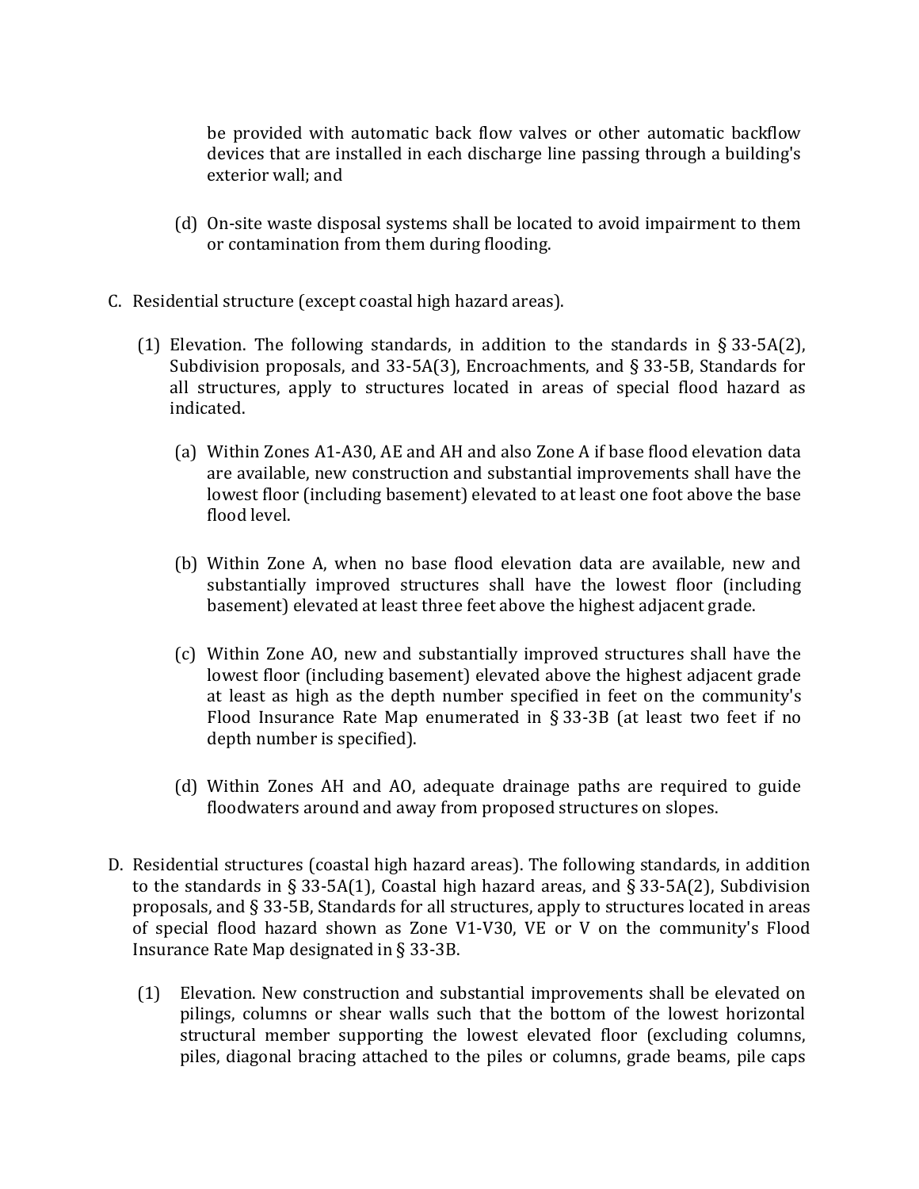be provided with automatic back flow valves or other automatic backflow devices that are installed in each discharge line passing through a building's exterior wall; and

(d) On-site waste disposal systems shall be located to avoid impairment to them or contamination from them during flooding.

C. Residential structure (except coastal high hazard areas).

(1) Elevation. The following standards, in addition to the standards in § 33-5A(2), Subdivision proposals, and 33-5A(3), Encroachments, and § 33-5B, Standards for all structures, apply to structures located in areas of special flood hazard as indicated.

(a) Within Zones A1-A30, AE and AH and also Zone A if base flood elevation data are available, new construction and substantial improvements shall have the lowest floor (including basement) elevated to at least one foot above the base flood level.

(b) Within Zone A, when no base flood elevation data are available, new and substantially improved structures shall have the lowest floor (including basement) elevated at least three feet above the highest adjacent grade.

(c) Within Zone AO, new and substantially improved structures shall have the lowest floor (including basement) elevated above the highest adjacent grade at least as high as the depth number specified in feet on the community's Flood Insurance Rate Map enumerated in § 33-3B (at least two feet if no depth number is specified).

(d) Within Zones AH and AO, adequate drainage paths are required to guide floodwaters around and away from proposed structures on slopes.

D. Residential structures (coastal high hazard areas). The following standards, in addition to the standards in § 33-5A(1), Coastal high hazard areas, and § 33-5A(2), Subdivision proposals, and § 33-5B, Standards for all structures, apply to structures located in areas of special flood hazard shown as Zone V1-V30, VE or V on the community's Flood Insurance Rate Map designated in § 33-3B.

(1) Elevation. New construction and substantial improvements shall be elevated on pilings, columns or shear walls such that the bottom of the lowest horizontal structural member supporting the lowest elevated floor (excluding columns, piles, diagonal bracing attached to the piles or columns, grade beams, pile caps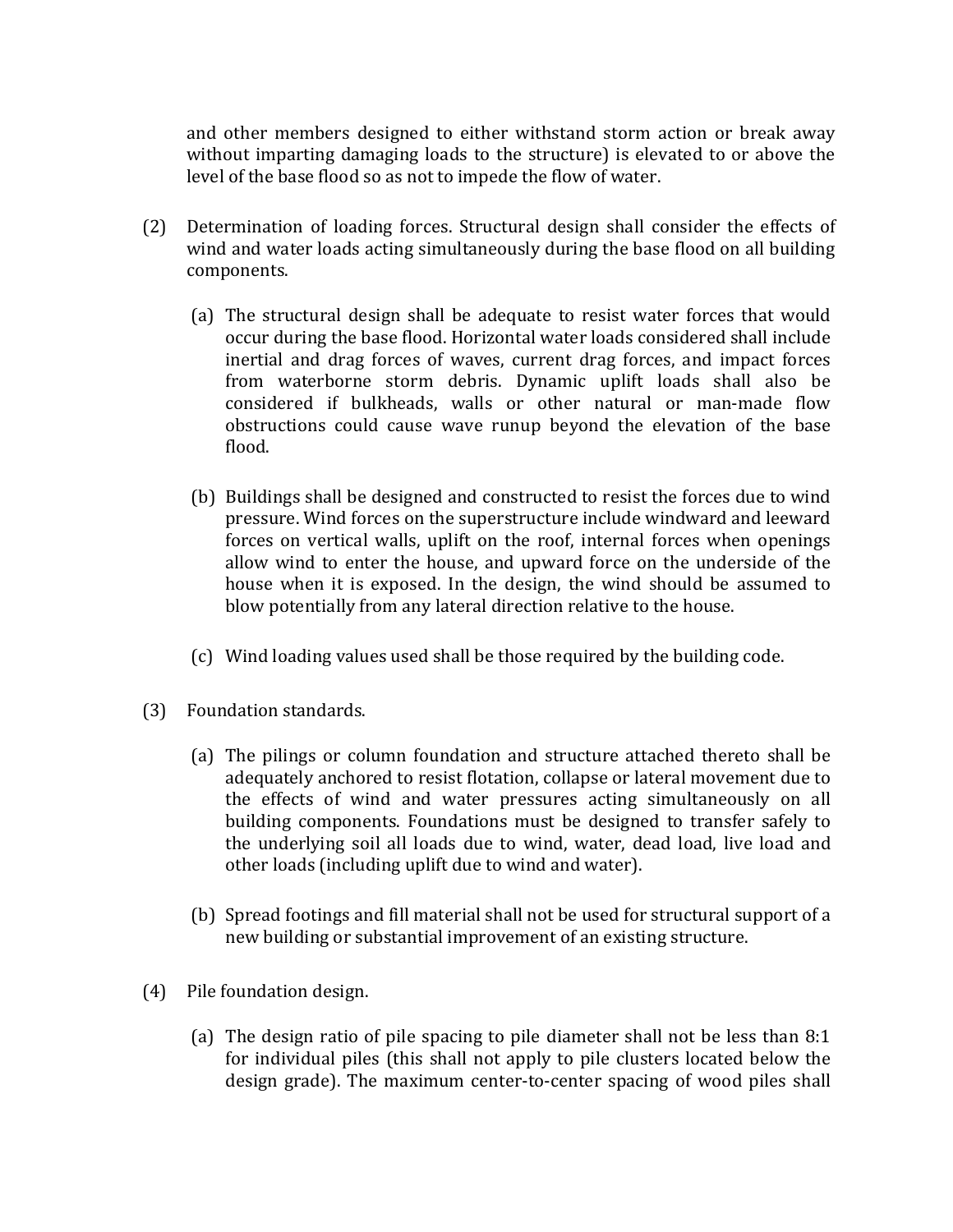and other members designed to either withstand storm action or break away without imparting damaging loads to the structure) is elevated to or above the level of the base flood so as not to impede the flow of water.

(2) Determination of loading forces. Structural design shall consider the effects of wind and water loads acting simultaneously during the base flood on all building components.

  (a) The structural design shall be adequate to resist water forces that would occur during the base flood. Horizontal water loads considered shall include inertial and drag forces of waves, current drag forces, and impact forces from waterborne storm debris. Dynamic uplift loads shall also be considered if bulkheads, walls or other natural or man-made flow obstructions could cause wave runup beyond the elevation of the base flood.

  (b) Buildings shall be designed and constructed to resist the forces due to wind pressure. Wind forces on the superstructure include windward and leeward forces on vertical walls, uplift on the roof, internal forces when openings allow wind to enter the house, and upward force on the underside of the house when it is exposed. In the design, the wind should be assumed to blow potentially from any lateral direction relative to the house.

  (c) Wind loading values used shall be those required by the building code.

(3) Foundation standards.

  (a) The pilings or column foundation and structure attached thereto shall be adequately anchored to resist flotation, collapse or lateral movement due to the effects of wind and water pressures acting simultaneously on all building components. Foundations must be designed to transfer safely to the underlying soil all loads due to wind, water, dead load, live load and other loads (including uplift due to wind and water).

  (b) Spread footings and fill material shall not be used for structural support of a new building or substantial improvement of an existing structure.

(4) Pile foundation design.

  (a) The design ratio of pile spacing to pile diameter shall not be less than 8:1 for individual piles (this shall not apply to pile clusters located below the design grade). The maximum center-to-center spacing of wood piles shall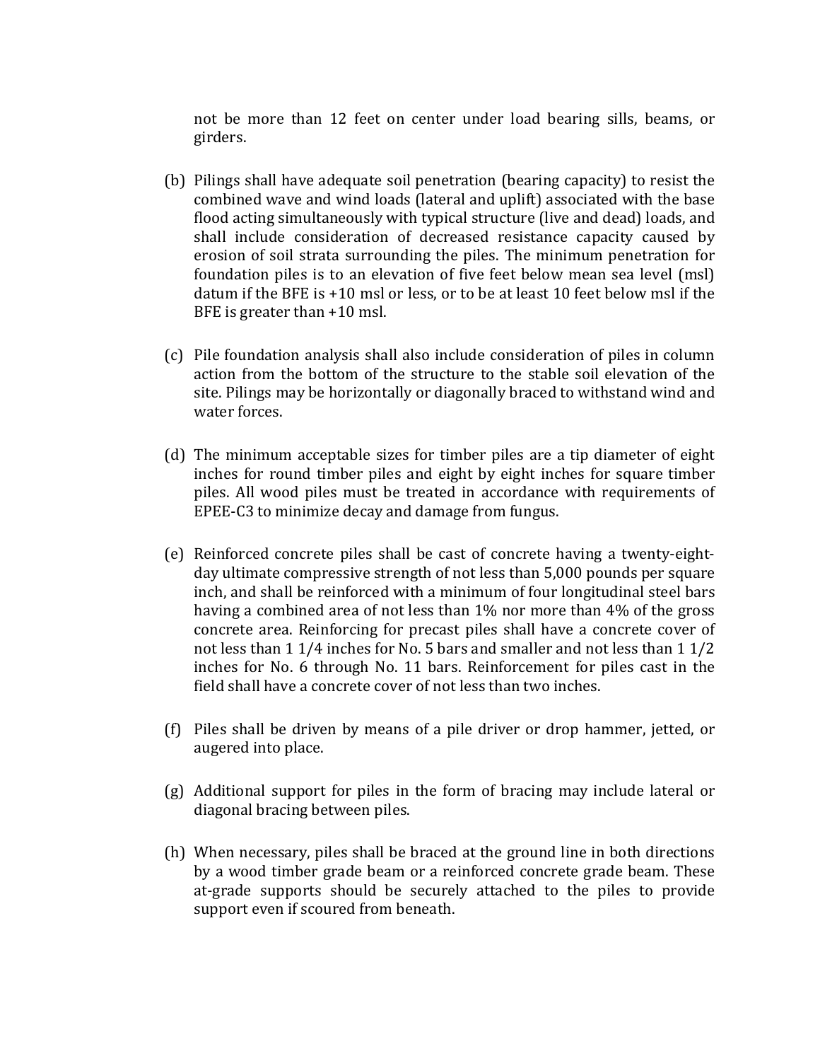not be more than 12 feet on center under load bearing sills, beams, or girders.

(b) Pilings shall have adequate soil penetration (bearing capacity) to resist the combined wave and wind loads (lateral and uplift) associated with the base flood acting simultaneously with typical structure (live and dead) loads, and shall include consideration of decreased resistance capacity caused by erosion of soil strata surrounding the piles. The minimum penetration for foundation piles is to an elevation of five feet below mean sea level (msl) datum if the BFE is +10 msl or less, or to be at least 10 feet below msl if the BFE is greater than +10 msl.

(c) Pile foundation analysis shall also include consideration of piles in column action from the bottom of the structure to the stable soil elevation of the site. Pilings may be horizontally or diagonally braced to withstand wind and water forces.

(d) The minimum acceptable sizes for timber piles are a tip diameter of eight inches for round timber piles and eight by eight inches for square timber piles. All wood piles must be treated in accordance with requirements of EPEE-C3 to minimize decay and damage from fungus.

(e) Reinforced concrete piles shall be cast of concrete having a twenty-eight-day ultimate compressive strength of not less than 5,000 pounds per square inch, and shall be reinforced with a minimum of four longitudinal steel bars having a combined area of not less than 1% nor more than 4% of the gross concrete area. Reinforcing for precast piles shall have a concrete cover of not less than 1 1/4 inches for No. 5 bars and smaller and not less than 1 1/2 inches for No. 6 through No. 11 bars. Reinforcement for piles cast in the field shall have a concrete cover of not less than two inches.

(f) Piles shall be driven by means of a pile driver or drop hammer, jetted, or augered into place.

(g) Additional support for piles in the form of bracing may include lateral or diagonal bracing between piles.

(h) When necessary, piles shall be braced at the ground line in both directions by a wood timber grade beam or a reinforced concrete grade beam. These at-grade supports should be securely attached to the piles to provide support even if scoured from beneath.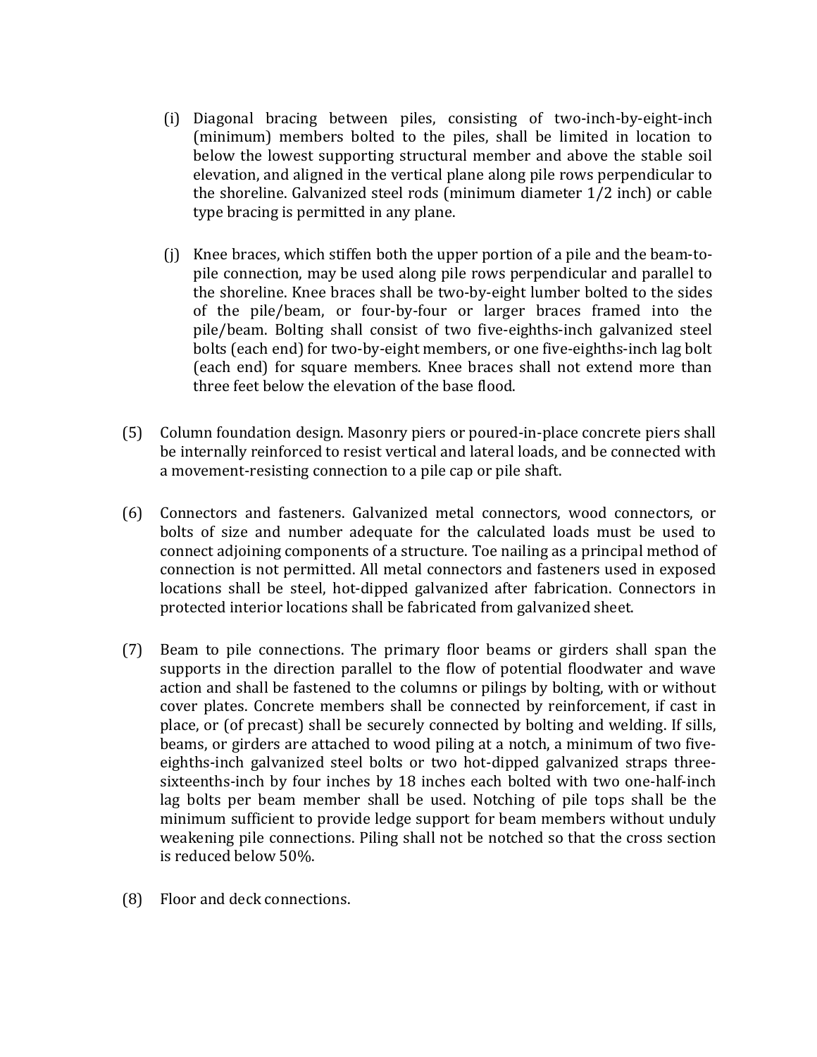(i) Diagonal bracing between piles, consisting of two-inch-by-eight-inch (minimum) members bolted to the piles, shall be limited in location to below the lowest supporting structural member and above the stable soil elevation, and aligned in the vertical plane along pile rows perpendicular to the shoreline. Galvanized steel rods (minimum diameter 1/2 inch) or cable type bracing is permitted in any plane.

(j) Knee braces, which stiffen both the upper portion of a pile and the beam-to-pile connection, may be used along pile rows perpendicular and parallel to the shoreline. Knee braces shall be two-by-eight lumber bolted to the sides of the pile/beam, or four-by-four or larger braces framed into the pile/beam. Bolting shall consist of two five-eighths-inch galvanized steel bolts (each end) for two-by-eight members, or one five-eighths-inch lag bolt (each end) for square members. Knee braces shall not extend more than three feet below the elevation of the base flood.

(5) Column foundation design. Masonry piers or poured-in-place concrete piers shall be internally reinforced to resist vertical and lateral loads, and be connected with a movement-resisting connection to a pile cap or pile shaft.

(6) Connectors and fasteners. Galvanized metal connectors, wood connectors, or bolts of size and number adequate for the calculated loads must be used to connect adjoining components of a structure. Toe nailing as a principal method of connection is not permitted. All metal connectors and fasteners used in exposed locations shall be steel, hot-dipped galvanized after fabrication. Connectors in protected interior locations shall be fabricated from galvanized sheet.

(7) Beam to pile connections. The primary floor beams or girders shall span the supports in the direction parallel to the flow of potential floodwater and wave action and shall be fastened to the columns or pilings by bolting, with or without cover plates. Concrete members shall be connected by reinforcement, if cast in place, or (of precast) shall be securely connected by bolting and welding. If sills, beams, or girders are attached to wood piling at a notch, a minimum of two five-eighths-inch galvanized steel bolts or two hot-dipped galvanized straps three-sixteenths-inch by four inches by 18 inches each bolted with two one-half-inch lag bolts per beam member shall be used. Notching of pile tops shall be the minimum sufficient to provide ledge support for beam members without unduly weakening pile connections. Piling shall not be notched so that the cross section is reduced below 50%.

(8) Floor and deck connections.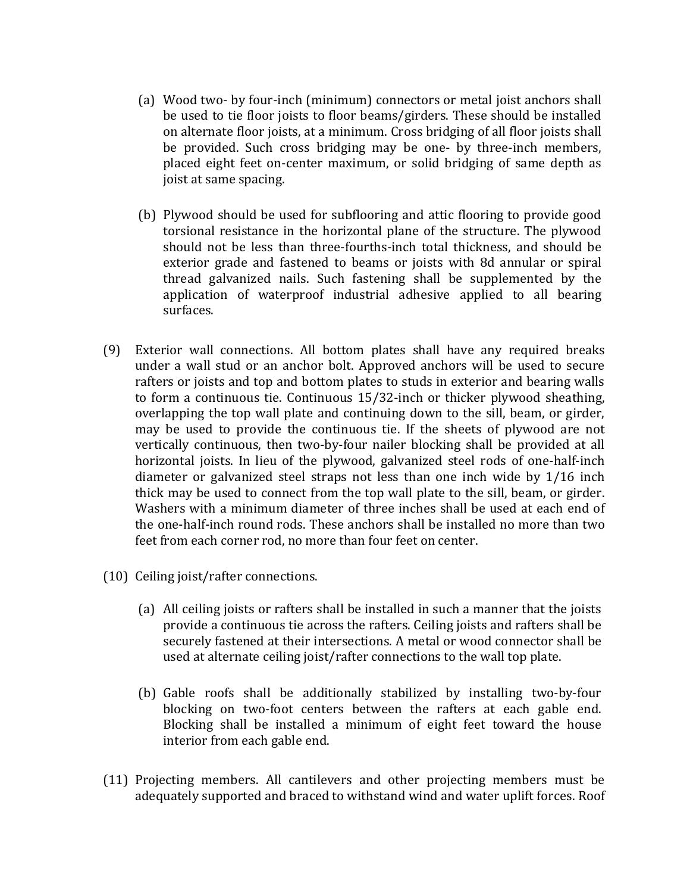(a) Wood two- by four-inch (minimum) connectors or metal joist anchors shall be used to tie floor joists to floor beams/girders. These should be installed on alternate floor joists, at a minimum. Cross bridging of all floor joists shall be provided. Such cross bridging may be one- by three-inch members, placed eight feet on-center maximum, or solid bridging of same depth as joist at same spacing.

(b) Plywood should be used for subflooring and attic flooring to provide good torsional resistance in the horizontal plane of the structure. The plywood should not be less than three-fourths-inch total thickness, and should be exterior grade and fastened to beams or joists with 8d annular or spiral thread galvanized nails. Such fastening shall be supplemented by the application of waterproof industrial adhesive applied to all bearing surfaces.

(9) Exterior wall connections. All bottom plates shall have any required breaks under a wall stud or an anchor bolt. Approved anchors will be used to secure rafters or joists and top and bottom plates to studs in exterior and bearing walls to form a continuous tie. Continuous 15/32-inch or thicker plywood sheathing, overlapping the top wall plate and continuing down to the sill, beam, or girder, may be used to provide the continuous tie. If the sheets of plywood are not vertically continuous, then two-by-four nailer blocking shall be provided at all horizontal joists. In lieu of the plywood, galvanized steel rods of one-half-inch diameter or galvanized steel straps not less than one inch wide by 1/16 inch thick may be used to connect from the top wall plate to the sill, beam, or girder. Washers with a minimum diameter of three inches shall be used at each end of the one-half-inch round rods. These anchors shall be installed no more than two feet from each corner rod, no more than four feet on center.

(10) Ceiling joist/rafter connections.

(a) All ceiling joists or rafters shall be installed in such a manner that the joists provide a continuous tie across the rafters. Ceiling joists and rafters shall be securely fastened at their intersections. A metal or wood connector shall be used at alternate ceiling joist/rafter connections to the wall top plate.

(b) Gable roofs shall be additionally stabilized by installing two-by-four blocking on two-foot centers between the rafters at each gable end. Blocking shall be installed a minimum of eight feet toward the house interior from each gable end.

(11) Projecting members. All cantilevers and other projecting members must be adequately supported and braced to withstand wind and water uplift forces. Roof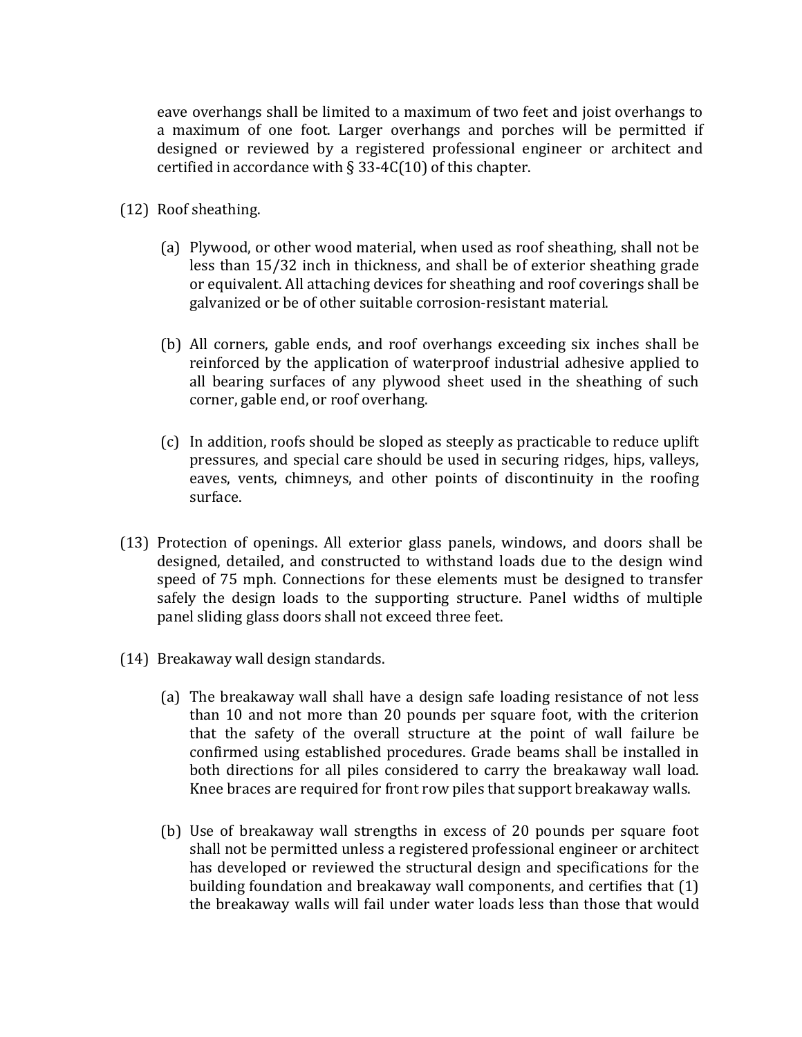eave overhangs shall be limited to a maximum of two feet and joist overhangs to a maximum of one foot. Larger overhangs and porches will be permitted if designed or reviewed by a registered professional engineer or architect and certified in accordance with § 33-4C(10) of this chapter.

(12) Roof sheathing.

(a) Plywood, or other wood material, when used as roof sheathing, shall not be less than 15/32 inch in thickness, and shall be of exterior sheathing grade or equivalent. All attaching devices for sheathing and roof coverings shall be galvanized or be of other suitable corrosion-resistant material.

(b) All corners, gable ends, and roof overhangs exceeding six inches shall be reinforced by the application of waterproof industrial adhesive applied to all bearing surfaces of any plywood sheet used in the sheathing of such corner, gable end, or roof overhang.

(c) In addition, roofs should be sloped as steeply as practicable to reduce uplift pressures, and special care should be used in securing ridges, hips, valleys, eaves, vents, chimneys, and other points of discontinuity in the roofing surface.

(13) Protection of openings. All exterior glass panels, windows, and doors shall be designed, detailed, and constructed to withstand loads due to the design wind speed of 75 mph. Connections for these elements must be designed to transfer safely the design loads to the supporting structure. Panel widths of multiple panel sliding glass doors shall not exceed three feet.

(14) Breakaway wall design standards.

(a) The breakaway wall shall have a design safe loading resistance of not less than 10 and not more than 20 pounds per square foot, with the criterion that the safety of the overall structure at the point of wall failure be confirmed using established procedures. Grade beams shall be installed in both directions for all piles considered to carry the breakaway wall load. Knee braces are required for front row piles that support breakaway walls.

(b) Use of breakaway wall strengths in excess of 20 pounds per square foot shall not be permitted unless a registered professional engineer or architect has developed or reviewed the structural design and specifications for the building foundation and breakaway wall components, and certifies that (1) the breakaway walls will fail under water loads less than those that would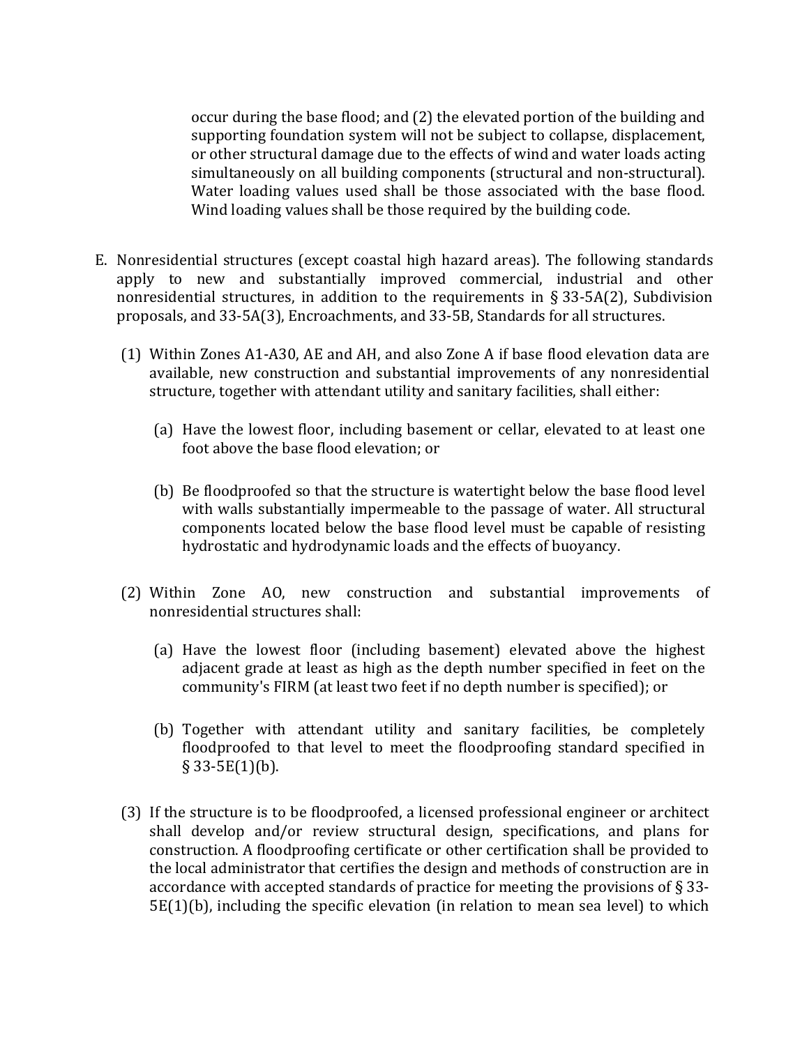occur during the base flood; and (2) the elevated portion of the building and supporting foundation system will not be subject to collapse, displacement, or other structural damage due to the effects of wind and water loads acting simultaneously on all building components (structural and non-structural). Water loading values used shall be those associated with the base flood. Wind loading values shall be those required by the building code.

E. Nonresidential structures (except coastal high hazard areas). The following standards apply to new and substantially improved commercial, industrial and other nonresidential structures, in addition to the requirements in § 33-5A(2), Subdivision proposals, and 33-5A(3), Encroachments, and 33-5B, Standards for all structures.

   (1) Within Zones A1-A30, AE and AH, and also Zone A if base flood elevation data are available, new construction and substantial improvements of any nonresidential structure, together with attendant utility and sanitary facilities, shall either:

      (a) Have the lowest floor, including basement or cellar, elevated to at least one foot above the base flood elevation; or

      (b) Be floodproofed so that the structure is watertight below the base flood level with walls substantially impermeable to the passage of water. All structural components located below the base flood level must be capable of resisting hydrostatic and hydrodynamic loads and the effects of buoyancy.

   (2) Within Zone AO, new construction and substantial improvements of nonresidential structures shall:

      (a) Have the lowest floor (including basement) elevated above the highest adjacent grade at least as high as the depth number specified in feet on the community's FIRM (at least two feet if no depth number is specified); or

      (b) Together with attendant utility and sanitary facilities, be completely floodproofed to that level to meet the floodproofing standard specified in § 33-5E(1)(b).

   (3) If the structure is to be floodproofed, a licensed professional engineer or architect shall develop and/or review structural design, specifications, and plans for construction. A floodproofing certificate or other certification shall be provided to the local administrator that certifies the design and methods of construction are in accordance with accepted standards of practice for meeting the provisions of § 33-5E(1)(b), including the specific elevation (in relation to mean sea level) to which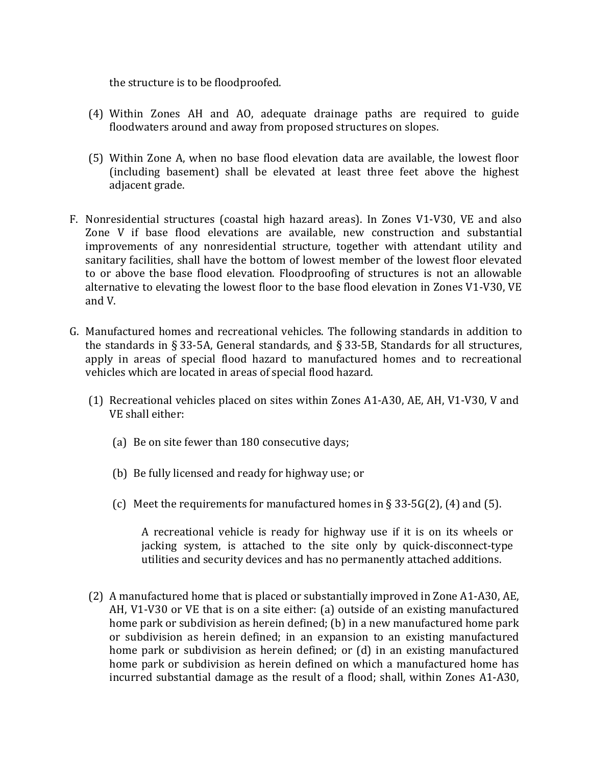the structure is to be floodproofed.

(4) Within Zones AH and AO, adequate drainage paths are required to guide floodwaters around and away from proposed structures on slopes.

(5) Within Zone A, when no base flood elevation data are available, the lowest floor (including basement) shall be elevated at least three feet above the highest adjacent grade.

F. Nonresidential structures (coastal high hazard areas). In Zones V1-V30, VE and also Zone V if base flood elevations are available, new construction and substantial improvements of any nonresidential structure, together with attendant utility and sanitary facilities, shall have the bottom of lowest member of the lowest floor elevated to or above the base flood elevation. Floodproofing of structures is not an allowable alternative to elevating the lowest floor to the base flood elevation in Zones V1-V30, VE and V.

G. Manufactured homes and recreational vehicles. The following standards in addition to the standards in § 33-5A, General standards, and § 33-5B, Standards for all structures, apply in areas of special flood hazard to manufactured homes and to recreational vehicles which are located in areas of special flood hazard.

(1) Recreational vehicles placed on sites within Zones A1-A30, AE, AH, V1-V30, V and VE shall either:

(a) Be on site fewer than 180 consecutive days;

(b) Be fully licensed and ready for highway use; or

(c) Meet the requirements for manufactured homes in § 33-5G(2), (4) and (5).

A recreational vehicle is ready for highway use if it is on its wheels or jacking system, is attached to the site only by quick-disconnect-type utilities and security devices and has no permanently attached additions.

(2) A manufactured home that is placed or substantially improved in Zone A1-A30, AE, AH, V1-V30 or VE that is on a site either: (a) outside of an existing manufactured home park or subdivision as herein defined; (b) in a new manufactured home park or subdivision as herein defined; in an expansion to an existing manufactured home park or subdivision as herein defined; or (d) in an existing manufactured home park or subdivision as herein defined on which a manufactured home has incurred substantial damage as the result of a flood; shall, within Zones A1-A30,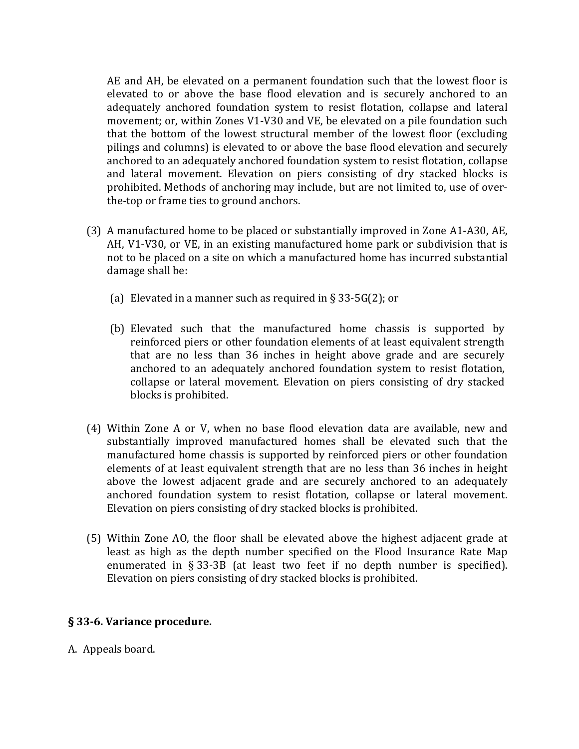AE and AH, be elevated on a permanent foundation such that the lowest floor is elevated to or above the base flood elevation and is securely anchored to an adequately anchored foundation system to resist flotation, collapse and lateral movement; or, within Zones V1-V30 and VE, be elevated on a pile foundation such that the bottom of the lowest structural member of the lowest floor (excluding pilings and columns) is elevated to or above the base flood elevation and securely anchored to an adequately anchored foundation system to resist flotation, collapse and lateral movement. Elevation on piers consisting of dry stacked blocks is prohibited. Methods of anchoring may include, but are not limited to, use of over-the-top or frame ties to ground anchors.

(3) A manufactured home to be placed or substantially improved in Zone A1-A30, AE, AH, V1-V30, or VE, in an existing manufactured home park or subdivision that is not to be placed on a site on which a manufactured home has incurred substantial damage shall be:

  (a) Elevated in a manner such as required in § 33-5G(2); or

  (b) Elevated such that the manufactured home chassis is supported by reinforced piers or other foundation elements of at least equivalent strength that are no less than 36 inches in height above grade and are securely anchored to an adequately anchored foundation system to resist flotation, collapse or lateral movement. Elevation on piers consisting of dry stacked blocks is prohibited.

(4) Within Zone A or V, when no base flood elevation data are available, new and substantially improved manufactured homes shall be elevated such that the manufactured home chassis is supported by reinforced piers or other foundation elements of at least equivalent strength that are no less than 36 inches in height above the lowest adjacent grade and are securely anchored to an adequately anchored foundation system to resist flotation, collapse or lateral movement. Elevation on piers consisting of dry stacked blocks is prohibited.

(5) Within Zone AO, the floor shall be elevated above the highest adjacent grade at least as high as the depth number specified on the Flood Insurance Rate Map enumerated in § 33-3B (at least two feet if no depth number is specified). Elevation on piers consisting of dry stacked blocks is prohibited.

**§ 33-6. Variance procedure.**

A. Appeals board.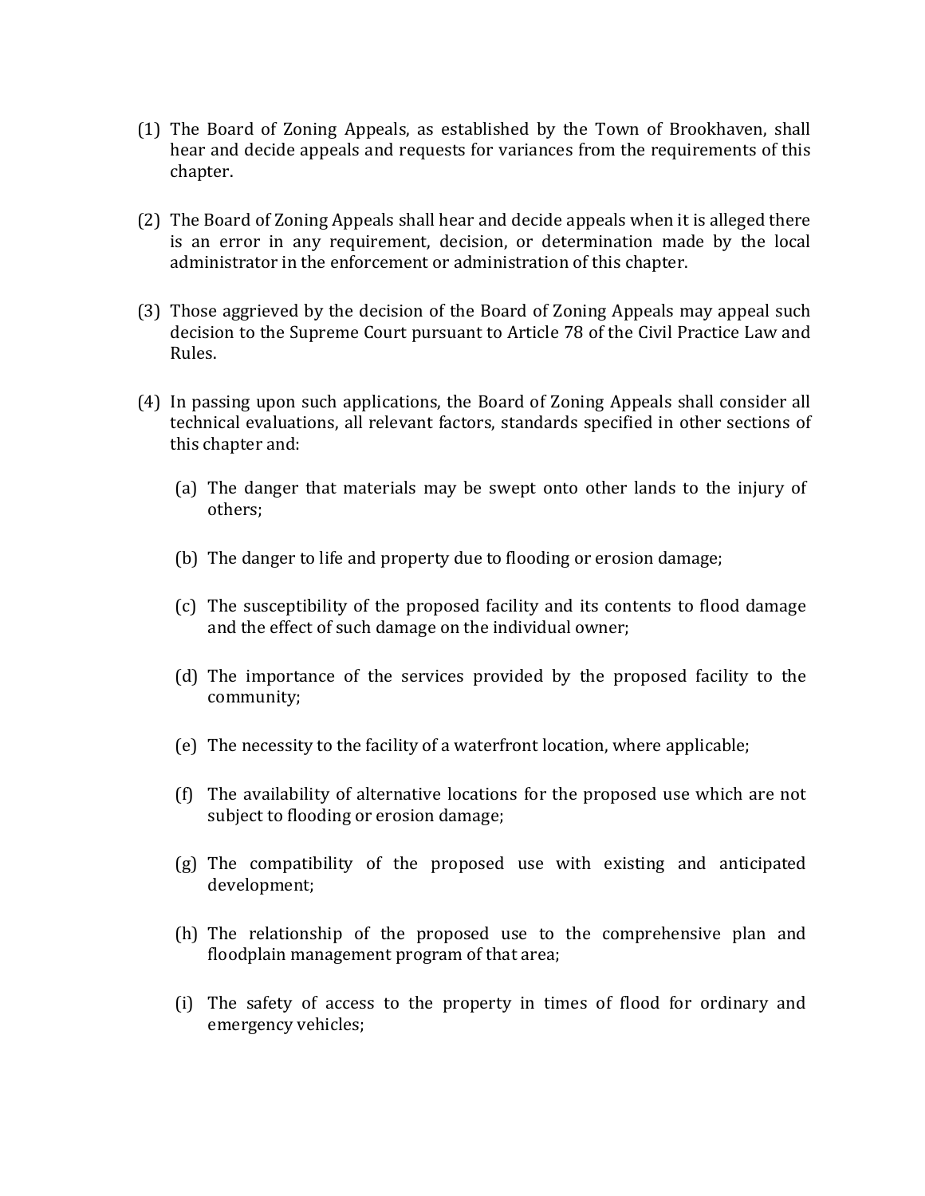(1) The Board of Zoning Appeals, as established by the Town of Brookhaven, shall hear and decide appeals and requests for variances from the requirements of this chapter.

(2) The Board of Zoning Appeals shall hear and decide appeals when it is alleged there is an error in any requirement, decision, or determination made by the local administrator in the enforcement or administration of this chapter.

(3) Those aggrieved by the decision of the Board of Zoning Appeals may appeal such decision to the Supreme Court pursuant to Article 78 of the Civil Practice Law and Rules.

(4) In passing upon such applications, the Board of Zoning Appeals shall consider all technical evaluations, all relevant factors, standards specified in other sections of this chapter and:

   (a) The danger that materials may be swept onto other lands to the injury of others;

   (b) The danger to life and property due to flooding or erosion damage;

   (c) The susceptibility of the proposed facility and its contents to flood damage and the effect of such damage on the individual owner;

   (d) The importance of the services provided by the proposed facility to the community;

   (e) The necessity to the facility of a waterfront location, where applicable;

   (f) The availability of alternative locations for the proposed use which are not subject to flooding or erosion damage;

   (g) The compatibility of the proposed use with existing and anticipated development;

   (h) The relationship of the proposed use to the comprehensive plan and floodplain management program of that area;

   (i) The safety of access to the property in times of flood for ordinary and emergency vehicles;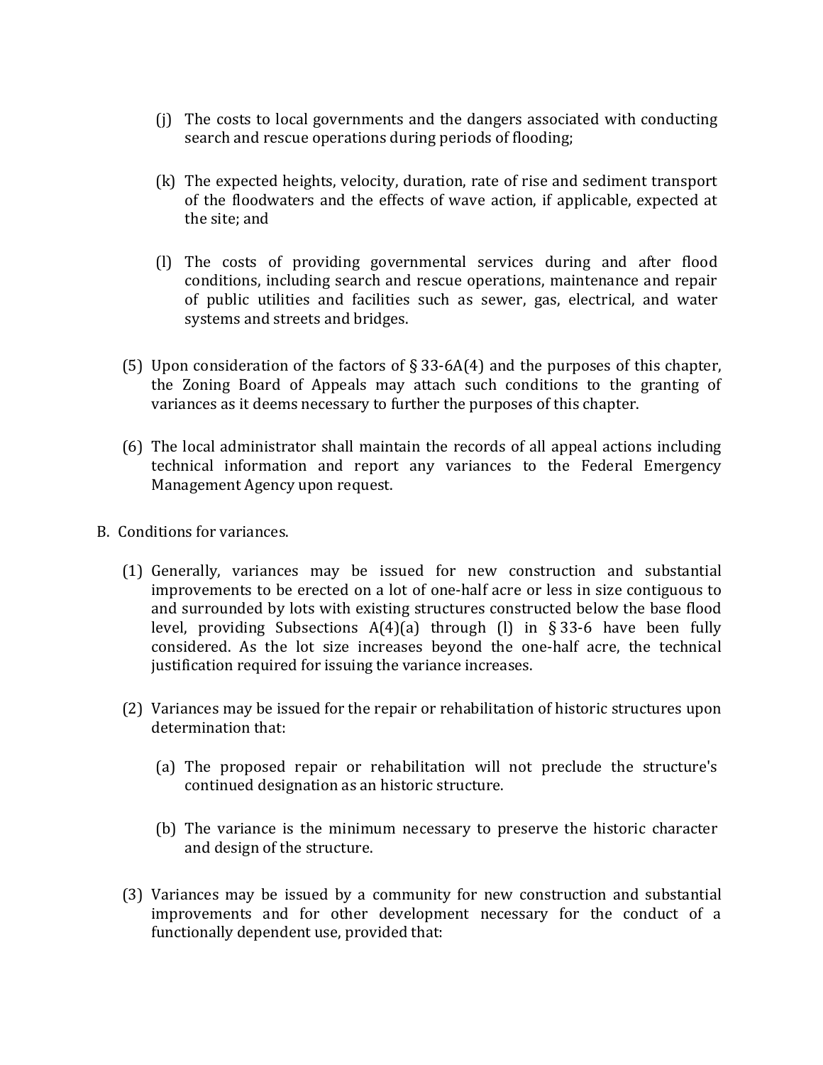(j) The costs to local governments and the dangers associated with conducting search and rescue operations during periods of flooding;

(k) The expected heights, velocity, duration, rate of rise and sediment transport of the floodwaters and the effects of wave action, if applicable, expected at the site; and

(l) The costs of providing governmental services during and after flood conditions, including search and rescue operations, maintenance and repair of public utilities and facilities such as sewer, gas, electrical, and water systems and streets and bridges.

(5) Upon consideration of the factors of § 33-6A(4) and the purposes of this chapter, the Zoning Board of Appeals may attach such conditions to the granting of variances as it deems necessary to further the purposes of this chapter.

(6) The local administrator shall maintain the records of all appeal actions including technical information and report any variances to the Federal Emergency Management Agency upon request.

B. Conditions for variances.

(1) Generally, variances may be issued for new construction and substantial improvements to be erected on a lot of one-half acre or less in size contiguous to and surrounded by lots with existing structures constructed below the base flood level, providing Subsections A(4)(a) through (l) in § 33-6 have been fully considered. As the lot size increases beyond the one-half acre, the technical justification required for issuing the variance increases.

(2) Variances may be issued for the repair or rehabilitation of historic structures upon determination that:

(a) The proposed repair or rehabilitation will not preclude the structure's continued designation as an historic structure.

(b) The variance is the minimum necessary to preserve the historic character and design of the structure.

(3) Variances may be issued by a community for new construction and substantial improvements and for other development necessary for the conduct of a functionally dependent use, provided that: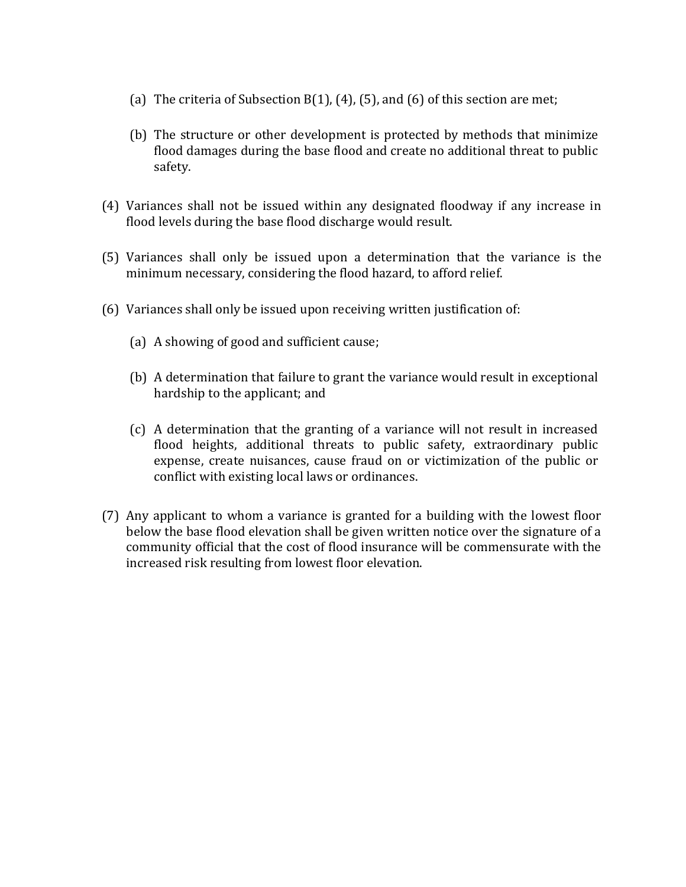(a) The criteria of Subsection B(1), (4), (5), and (6) of this section are met;

(b) The structure or other development is protected by methods that minimize flood damages during the base flood and create no additional threat to public safety.

(4) Variances shall not be issued within any designated floodway if any increase in flood levels during the base flood discharge would result.

(5) Variances shall only be issued upon a determination that the variance is the minimum necessary, considering the flood hazard, to afford relief.

(6) Variances shall only be issued upon receiving written justification of:

(a) A showing of good and sufficient cause;

(b) A determination that failure to grant the variance would result in exceptional hardship to the applicant; and

(c) A determination that the granting of a variance will not result in increased flood heights, additional threats to public safety, extraordinary public expense, create nuisances, cause fraud on or victimization of the public or conflict with existing local laws or ordinances.

(7) Any applicant to whom a variance is granted for a building with the lowest floor below the base flood elevation shall be given written notice over the signature of a community official that the cost of flood insurance will be commensurate with the increased risk resulting from lowest floor elevation.